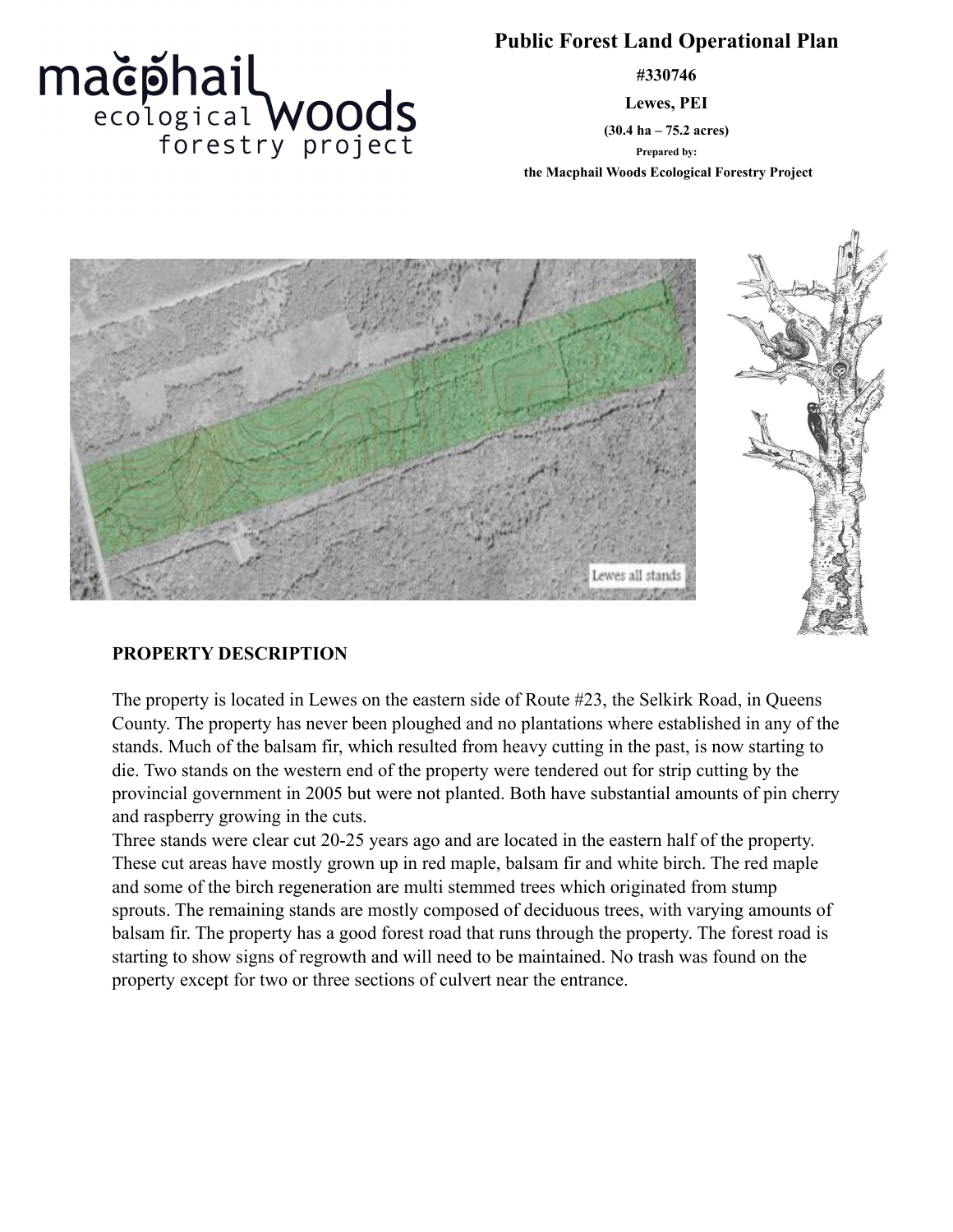# Public Forest Land Operational Plan

**#330746**

**Lewes, PEI**

**(30.4 ha – 75.2 acres)**

**Prepared by:**

**the Macphail Woods Ecological Forestry Project**

Lewes all stands

## PROPERTY DESCRIPTION

The property is located in Lewes on the eastern side of Route #23, the Selkirk Road, in Queens County. The property has never been ploughed and no plantations where established in any of the stands. Much of the balsam fir, which resulted from heavy cutting in the past, is now starting to die. Two stands on the western end of the property were tendered out for strip cutting by the provincial government in 2005 but were not planted. Both have substantial amounts of pin cherry and raspberry growing in the cuts.

Three stands were clear cut 20-25 years ago and are located in the eastern half of the property. These cut areas have mostly grown up in red maple, balsam fir and white birch. The red maple and some of the birch regeneration are multi stemmed trees which originated from stump sprouts. The remaining stands are mostly composed of deciduous trees, with varying amounts of balsam fir. The property has a good forest road that runs through the property. The forest road is starting to show signs of regrowth and will need to be maintained. No trash was found on the property except for two or three sections of culvert near the entrance.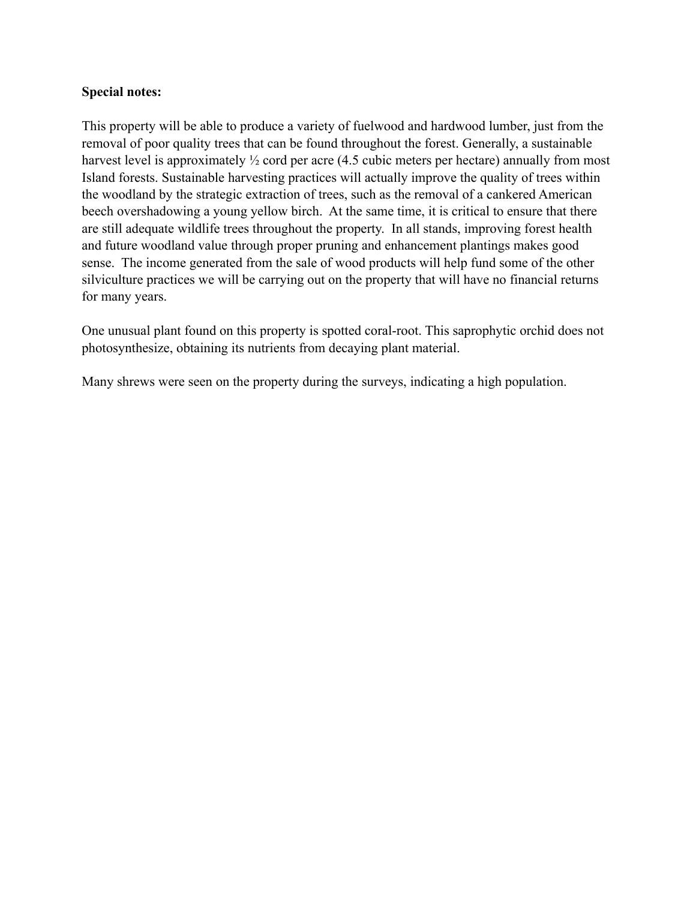**Special notes:**

This property will be able to produce a variety of fuelwood and hardwood lumber, just from the removal of poor quality trees that can be found throughout the forest. Generally, a sustainable harvest level is approximately ½ cord per acre (4.5 cubic meters per hectare) annually from most Island forests. Sustainable harvesting practices will actually improve the quality of trees within the woodland by the strategic extraction of trees, such as the removal of a cankered American beech overshadowing a young yellow birch. At the same time, it is critical to ensure that there are still adequate wildlife trees throughout the property. In all stands, improving forest health and future woodland value through proper pruning and enhancement plantings makes good sense. The income generated from the sale of wood products will help fund some of the other silviculture practices we will be carrying out on the property that will have no financial returns for many years.

One unusual plant found on this property is spotted coral-root. This saprophytic orchid does not photosynthesize, obtaining its nutrients from decaying plant material.

Many shrews were seen on the property during the surveys, indicating a high population.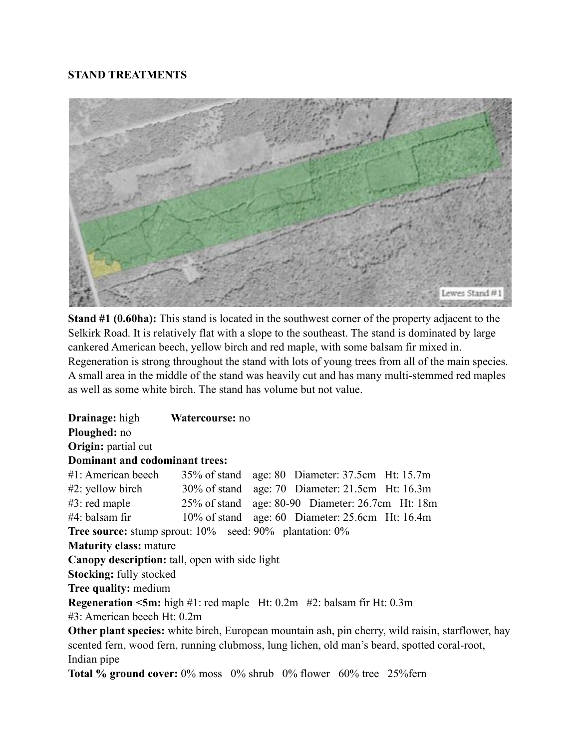**STAND TREATMENTS**

**Stand #1 (0.60ha):** This stand is located in the southwest corner of the property adjacent to the Selkirk Road. It is relatively flat with a slope to the southeast. The stand is dominated by large cankered American beech, yellow birch and red maple, with some balsam fir mixed in. Regeneration is strong throughout the stand with lots of young trees from all of the main species. A small area in the middle of the stand was heavily cut and has many multi-stemmed red maples as well as some white birch. The stand has volume but not value.

**Drainage:** high **Watercourse:** no
**Ploughed:** no
**Origin:** partial cut
**Dominant and codominant trees:**
#1: American beech 35% of stand age: 80 Diameter: 37.5cm Ht: 15.7m
#2: yellow birch 30% of stand age: 70 Diameter: 21.5cm Ht: 16.3m
#3: red maple 25% of stand age: 80-90 Diameter: 26.7cm Ht: 18m
#4: balsam fir 10% of stand age: 60 Diameter: 25.6cm Ht: 16.4m
**Tree source:** stump sprout: 10% seed: 90% plantation: 0%
**Maturity class:** mature
**Canopy description:** tall, open with side light
**Stocking:** fully stocked
**Tree quality:** medium
**Regeneration <5m:** high #1: red maple Ht: 0.2m #2: balsam fir Ht: 0.3m
#3: American beech Ht: 0.2m
**Other plant species:** white birch, European mountain ash, pin cherry, wild raisin, starflower, hay scented fern, wood fern, running clubmoss, lung lichen, old man's beard, spotted coral-root, Indian pipe
**Total % ground cover:** 0% moss 0% shrub 0% flower 60% tree 25%fern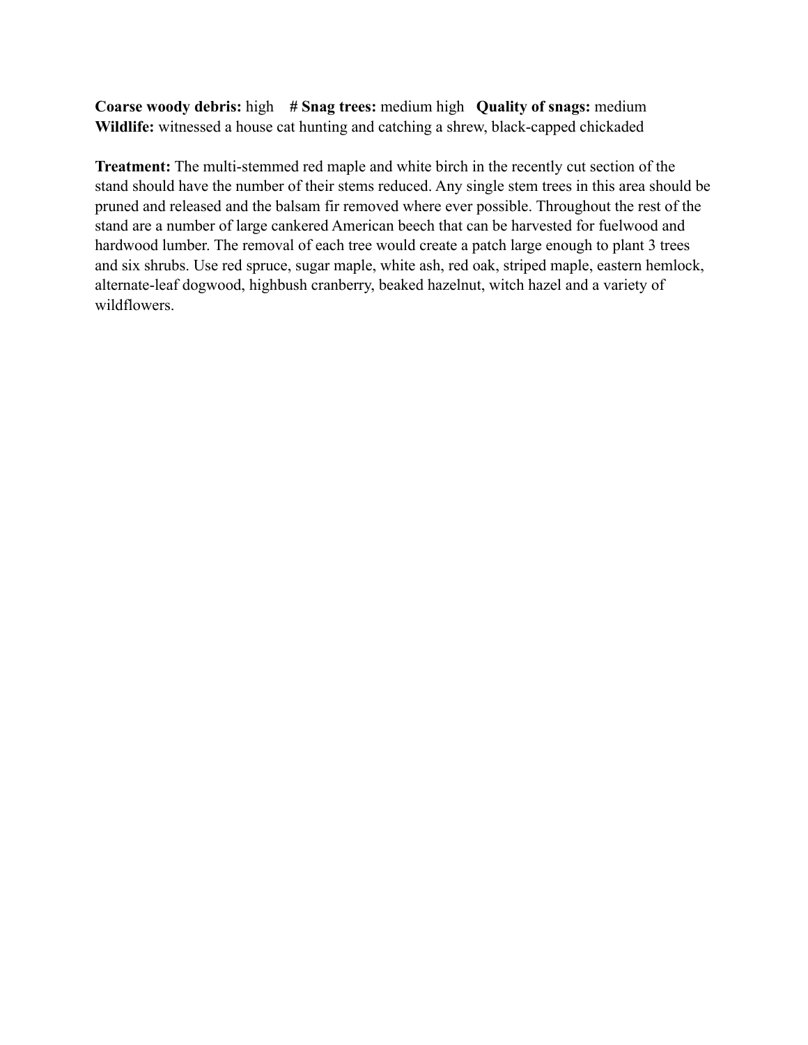**Coarse woody debris:** high **# Snag trees:** medium high **Quality of snags:** medium
**Wildlife:** witnessed a house cat hunting and catching a shrew, black-capped chickaded

**Treatment:** The multi-stemmed red maple and white birch in the recently cut section of the stand should have the number of their stems reduced. Any single stem trees in this area should be pruned and released and the balsam fir removed where ever possible. Throughout the rest of the stand are a number of large cankered American beech that can be harvested for fuelwood and hardwood lumber. The removal of each tree would create a patch large enough to plant 3 trees and six shrubs. Use red spruce, sugar maple, white ash, red oak, striped maple, eastern hemlock, alternate-leaf dogwood, highbush cranberry, beaked hazelnut, witch hazel and a variety of wildflowers.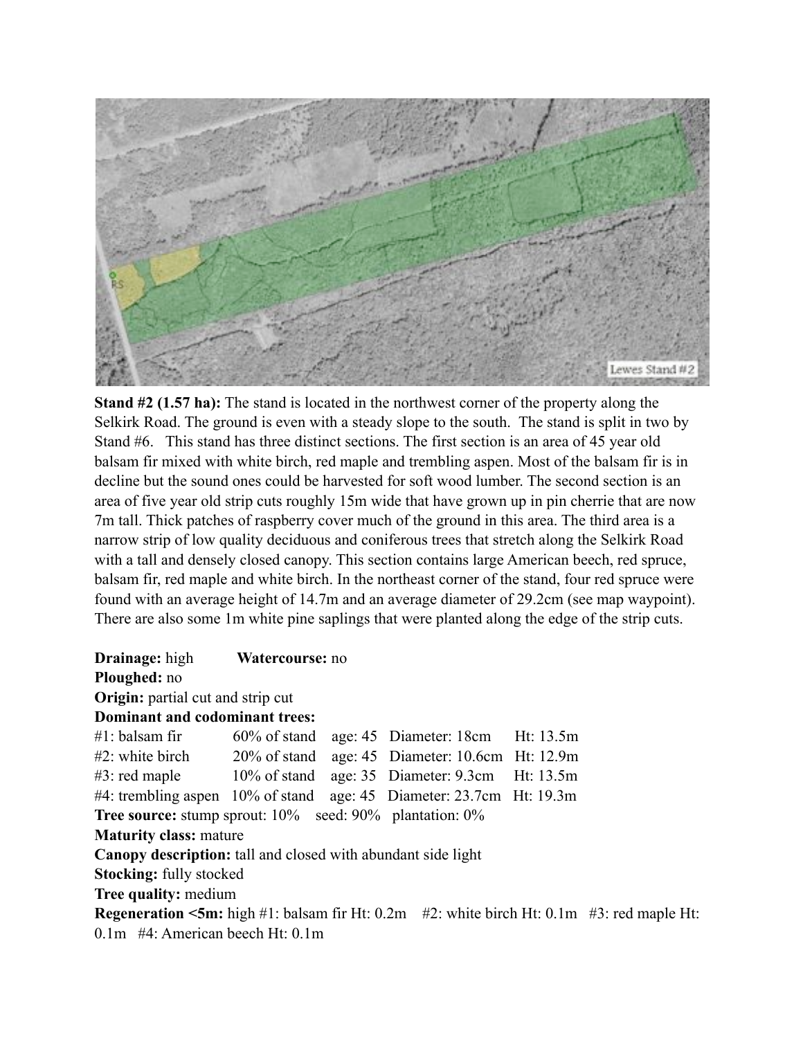**Stand #2 (1.57 ha):** The stand is located in the northwest corner of the property along the Selkirk Road. The ground is even with a steady slope to the south. The stand is split in two by Stand #6. This stand has three distinct sections. The first section is an area of 45 year old balsam fir mixed with white birch, red maple and trembling aspen. Most of the balsam fir is in decline but the sound ones could be harvested for soft wood lumber. The second section is an area of five year old strip cuts roughly 15m wide that have grown up in pin cherrie that are now 7m tall. Thick patches of raspberry cover much of the ground in this area. The third area is a narrow strip of low quality deciduous and coniferous trees that stretch along the Selkirk Road with a tall and densely closed canopy. This section contains large American beech, red spruce, balsam fir, red maple and white birch. In the northeast corner of the stand, four red spruce were found with an average height of 14.7m and an average diameter of 29.2cm (see map waypoint). There are also some 1m white pine saplings that were planted along the edge of the strip cuts.

**Drainage:** high **Watercourse:** no
**Ploughed:** no
**Origin:** partial cut and strip cut
**Dominant and codominant trees:**

| | | | | |
|---|---|---|---|---|
| #1: balsam fir | 60% of stand | age: 45 | Diameter: 18cm | Ht: 13.5m |
| #2: white birch | 20% of stand | age: 45 | Diameter: 10.6cm | Ht: 12.9m |
| #3: red maple | 10% of stand | age: 35 | Diameter: 9.3cm | Ht: 13.5m |
| #4: trembling aspen | 10% of stand | age: 45 | Diameter: 23.7cm | Ht: 19.3m |

**Tree source:** stump sprout: 10% seed: 90% plantation: 0%
**Maturity class:** mature
**Canopy description:** tall and closed with abundant side light
**Stocking:** fully stocked
**Tree quality:** medium
**Regeneration <5m:** high #1: balsam fir Ht: 0.2m #2: white birch Ht: 0.1m #3: red maple Ht: 0.1m #4: American beech Ht: 0.1m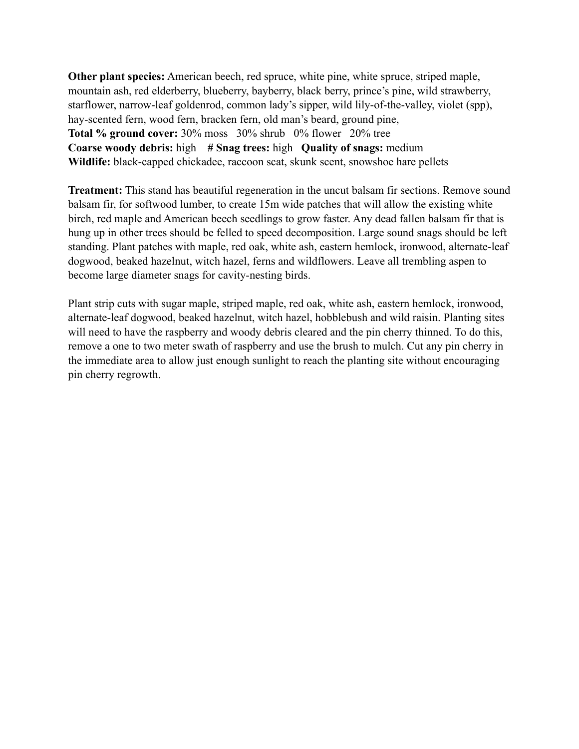**Other plant species:** American beech, red spruce, white pine, white spruce, striped maple, mountain ash, red elderberry, blueberry, bayberry, black berry, prince's pine, wild strawberry, starflower, narrow-leaf goldenrod, common lady's sipper, wild lily-of-the-valley, violet (spp), hay-scented fern, wood fern, bracken fern, old man's beard, ground pine,

**Total % ground cover:** 30% moss 30% shrub 0% flower 20% tree

**Coarse woody debris:** high **# Snag trees:** high **Quality of snags:** medium

**Wildlife:** black-capped chickadee, raccoon scat, skunk scent, snowshoe hare pellets

**Treatment:** This stand has beautiful regeneration in the uncut balsam fir sections. Remove sound balsam fir, for softwood lumber, to create 15m wide patches that will allow the existing white birch, red maple and American beech seedlings to grow faster. Any dead fallen balsam fir that is hung up in other trees should be felled to speed decomposition. Large sound snags should be left standing. Plant patches with maple, red oak, white ash, eastern hemlock, ironwood, alternate-leaf dogwood, beaked hazelnut, witch hazel, ferns and wildflowers. Leave all trembling aspen to become large diameter snags for cavity-nesting birds.

Plant strip cuts with sugar maple, striped maple, red oak, white ash, eastern hemlock, ironwood, alternate-leaf dogwood, beaked hazelnut, witch hazel, hobblebush and wild raisin. Planting sites will need to have the raspberry and woody debris cleared and the pin cherry thinned. To do this, remove a one to two meter swath of raspberry and use the brush to mulch. Cut any pin cherry in the immediate area to allow just enough sunlight to reach the planting site without encouraging pin cherry regrowth.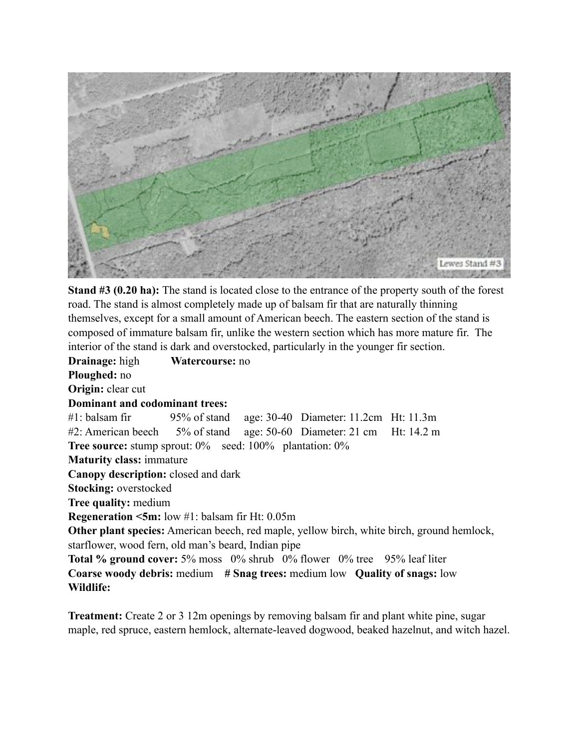**Stand #3 (0.20 ha):** The stand is located close to the entrance of the property south of the forest road. The stand is almost completely made up of balsam fir that are naturally thinning themselves, except for a small amount of American beech. The eastern section of the stand is composed of immature balsam fir, unlike the western section which has more mature fir. The interior of the stand is dark and overstocked, particularly in the younger fir section.

**Drainage:** high **Watercourse:** no

**Ploughed:** no

**Origin:** clear cut

**Dominant and codominant trees:**

#1: balsam fir 95% of stand age: 30-40 Diameter: 11.2cm Ht: 11.3m

#2: American beech 5% of stand age: 50-60 Diameter: 21 cm Ht: 14.2 m

**Tree source:** stump sprout: 0% seed: 100% plantation: 0%

**Maturity class:** immature

**Canopy description:** closed and dark

**Stocking:** overstocked

**Tree quality:** medium

**Regeneration <5m:** low #1: balsam fir Ht: 0.05m

**Other plant species:** American beech, red maple, yellow birch, white birch, ground hemlock, starflower, wood fern, old man's beard, Indian pipe

**Total % ground cover:** 5% moss 0% shrub 0% flower 0% tree 95% leaf liter

**Coarse woody debris:** medium **# Snag trees:** medium low **Quality of snags:** low

**Wildlife:**

**Treatment:** Create 2 or 3 12m openings by removing balsam fir and plant white pine, sugar maple, red spruce, eastern hemlock, alternate-leaved dogwood, beaked hazelnut, and witch hazel.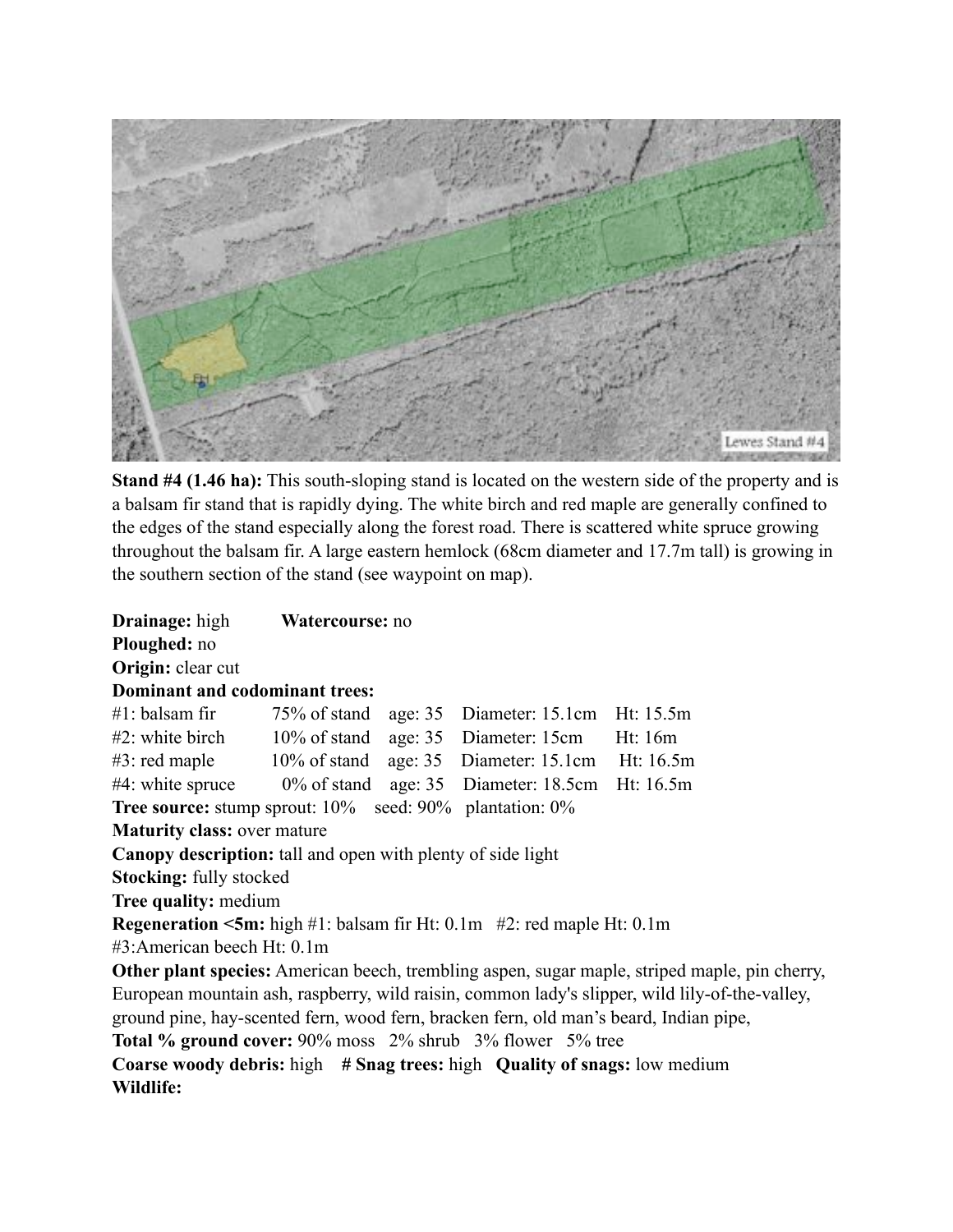**Stand #4 (1.46 ha):** This south-sloping stand is located on the western side of the property and is a balsam fir stand that is rapidly dying. The white birch and red maple are generally confined to the edges of the stand especially along the forest road. There is scattered white spruce growing throughout the balsam fir. A large eastern hemlock (68cm diameter and 17.7m tall) is growing in the southern section of the stand (see waypoint on map).

**Drainage:** high **Watercourse:** no
**Ploughed:** no
**Origin:** clear cut
**Dominant and codominant trees:**

| | | | | |
|---|---|---|---|---|
| #1: balsam fir | 75% of stand | age: 35 | Diameter: 15.1cm | Ht: 15.5m |
| #2: white birch | 10% of stand | age: 35 | Diameter: 15cm | Ht: 16m |
| #3: red maple | 10% of stand | age: 35 | Diameter: 15.1cm | Ht: 16.5m |
| #4: white spruce | 0% of stand | age: 35 | Diameter: 18.5cm | Ht: 16.5m |

**Tree source:** stump sprout: 10% seed: 90% plantation: 0%
**Maturity class:** over mature
**Canopy description:** tall and open with plenty of side light
**Stocking:** fully stocked
**Tree quality:** medium
**Regeneration <5m:** high #1: balsam fir Ht: 0.1m #2: red maple Ht: 0.1m #3:American beech Ht: 0.1m
**Other plant species:** American beech, trembling aspen, sugar maple, striped maple, pin cherry, European mountain ash, raspberry, wild raisin, common lady's slipper, wild lily-of-the-valley, ground pine, hay-scented fern, wood fern, bracken fern, old man's beard, Indian pipe,
**Total % ground cover:** 90% moss 2% shrub 3% flower 5% tree
**Coarse woody debris:** high **# Snag trees:** high **Quality of snags:** low medium
**Wildlife:**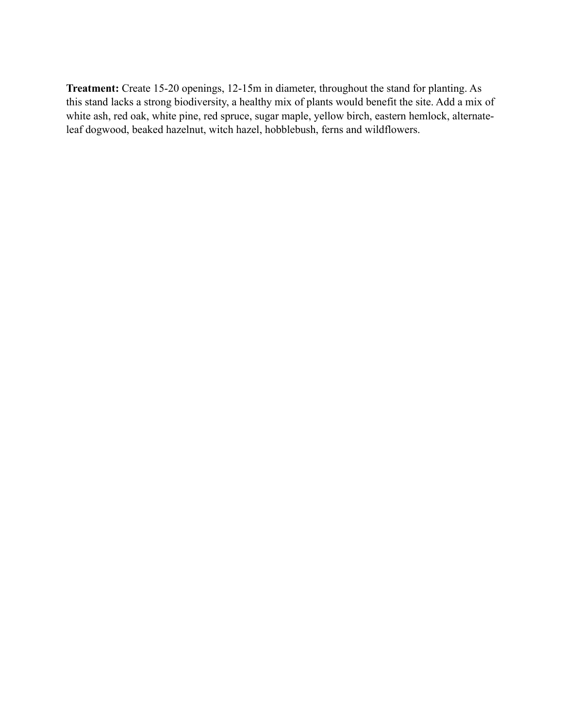**Treatment:** Create 15-20 openings, 12-15m in diameter, throughout the stand for planting. As this stand lacks a strong biodiversity, a healthy mix of plants would benefit the site. Add a mix of white ash, red oak, white pine, red spruce, sugar maple, yellow birch, eastern hemlock, alternate-leaf dogwood, beaked hazelnut, witch hazel, hobblebush, ferns and wildflowers.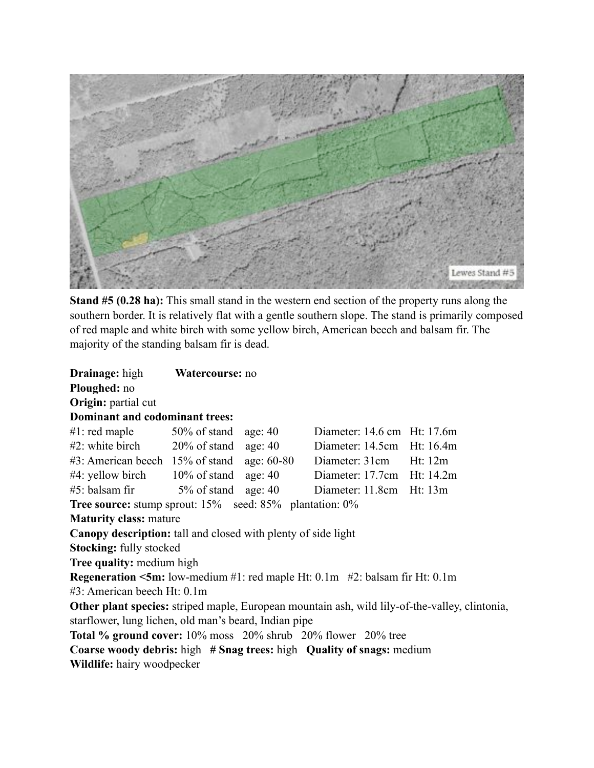**Stand #5 (0.28 ha):** This small stand in the western end section of the property runs along the southern border. It is relatively flat with a gentle southern slope. The stand is primarily composed of red maple and white birch with some yellow birch, American beech and balsam fir. The majority of the standing balsam fir is dead.

**Drainage:** high **Watercourse:** no
**Ploughed:** no
**Origin:** partial cut
**Dominant and codominant trees:**

| | | | | |
|---|---|---|---|---|
| #1: red maple | 50% of stand | age: 40 | Diameter: 14.6 cm | Ht: 17.6m |
| #2: white birch | 20% of stand | age: 40 | Diameter: 14.5cm | Ht: 16.4m |
| #3: American beech | 15% of stand | age: 60-80 | Diameter: 31cm | Ht: 12m |
| #4: yellow birch | 10% of stand | age: 40 | Diameter: 17.7cm | Ht: 14.2m |
| #5: balsam fir | 5% of stand | age: 40 | Diameter: 11.8cm | Ht: 13m |

**Tree source:** stump sprout: 15% seed: 85% plantation: 0%
**Maturity class:** mature
**Canopy description:** tall and closed with plenty of side light
**Stocking:** fully stocked
**Tree quality:** medium high
**Regeneration <5m:** low-medium #1: red maple Ht: 0.1m #2: balsam fir Ht: 0.1m #3: American beech Ht: 0.1m
**Other plant species:** striped maple, European mountain ash, wild lily-of-the-valley, clintonia, starflower, lung lichen, old man's beard, Indian pipe
**Total % ground cover:** 10% moss 20% shrub 20% flower 20% tree
**Coarse woody debris:** high **# Snag trees:** high **Quality of snags:** medium
**Wildlife:** hairy woodpecker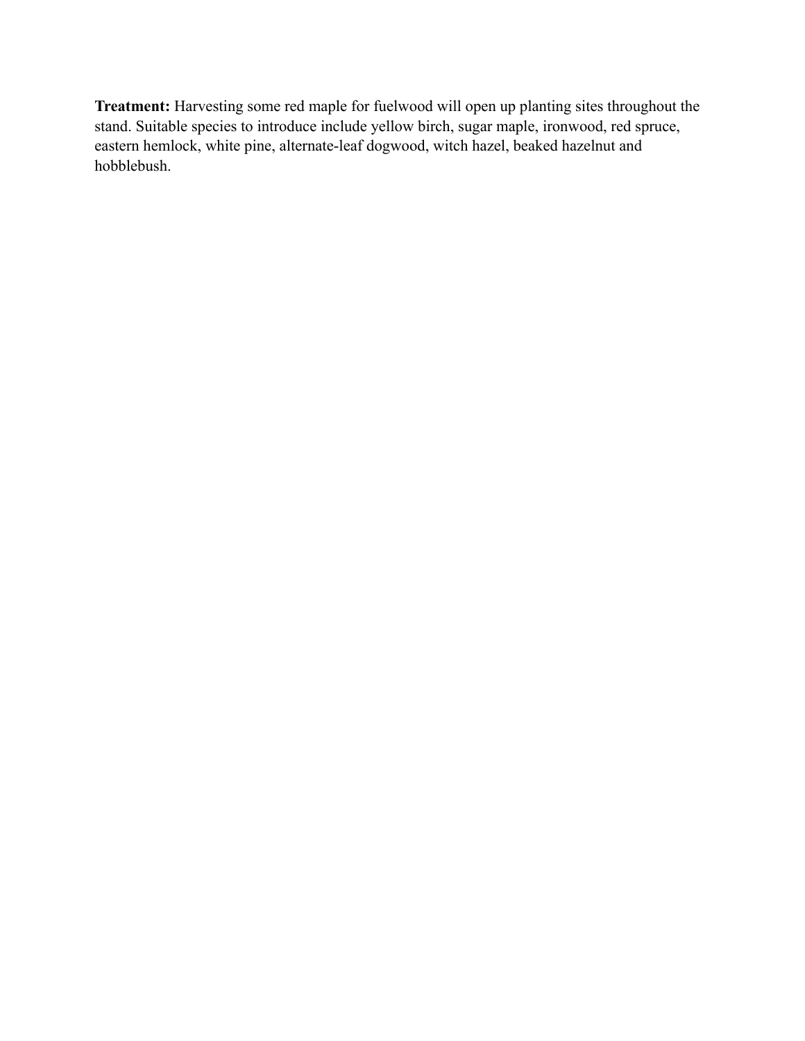**Treatment:** Harvesting some red maple for fuelwood will open up planting sites throughout the stand. Suitable species to introduce include yellow birch, sugar maple, ironwood, red spruce, eastern hemlock, white pine, alternate-leaf dogwood, witch hazel, beaked hazelnut and hobblebush.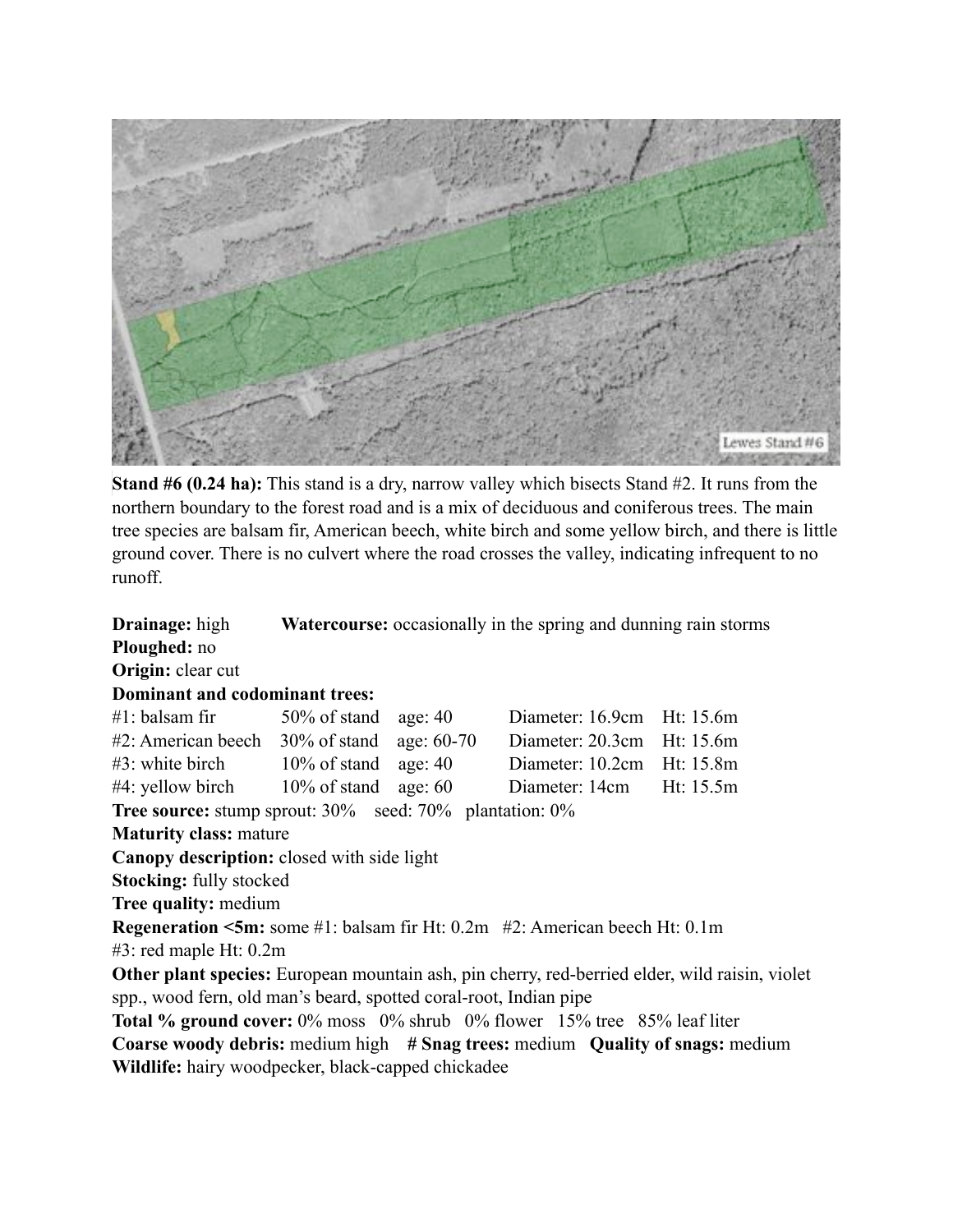**Stand #6 (0.24 ha):** This stand is a dry, narrow valley which bisects Stand #2. It runs from the northern boundary to the forest road and is a mix of deciduous and coniferous trees. The main tree species are balsam fir, American beech, white birch and some yellow birch, and there is little ground cover. There is no culvert where the road crosses the valley, indicating infrequent to no runoff.

**Drainage:** high **Watercourse:** occasionally in the spring and dunning rain storms
**Ploughed:** no
**Origin:** clear cut
**Dominant and codominant trees:**

| | | | | |
|---|---|---|---|---|
| #1: balsam fir | 50% of stand | age: 40 | Diameter: 16.9cm | Ht: 15.6m |
| #2: American beech | 30% of stand | age: 60-70 | Diameter: 20.3cm | Ht: 15.6m |
| #3: white birch | 10% of stand | age: 40 | Diameter: 10.2cm | Ht: 15.8m |
| #4: yellow birch | 10% of stand | age: 60 | Diameter: 14cm | Ht: 15.5m |

**Tree source:** stump sprout: 30% seed: 70% plantation: 0%
**Maturity class:** mature
**Canopy description:** closed with side light
**Stocking:** fully stocked
**Tree quality:** medium
**Regeneration <5m:** some #1: balsam fir Ht: 0.2m #2: American beech Ht: 0.1m #3: red maple Ht: 0.2m
**Other plant species:** European mountain ash, pin cherry, red-berried elder, wild raisin, violet spp., wood fern, old man's beard, spotted coral-root, Indian pipe
**Total % ground cover:** 0% moss 0% shrub 0% flower 15% tree 85% leaf liter
**Coarse woody debris:** medium high **# Snag trees:** medium **Quality of snags:** medium
**Wildlife:** hairy woodpecker, black-capped chickadee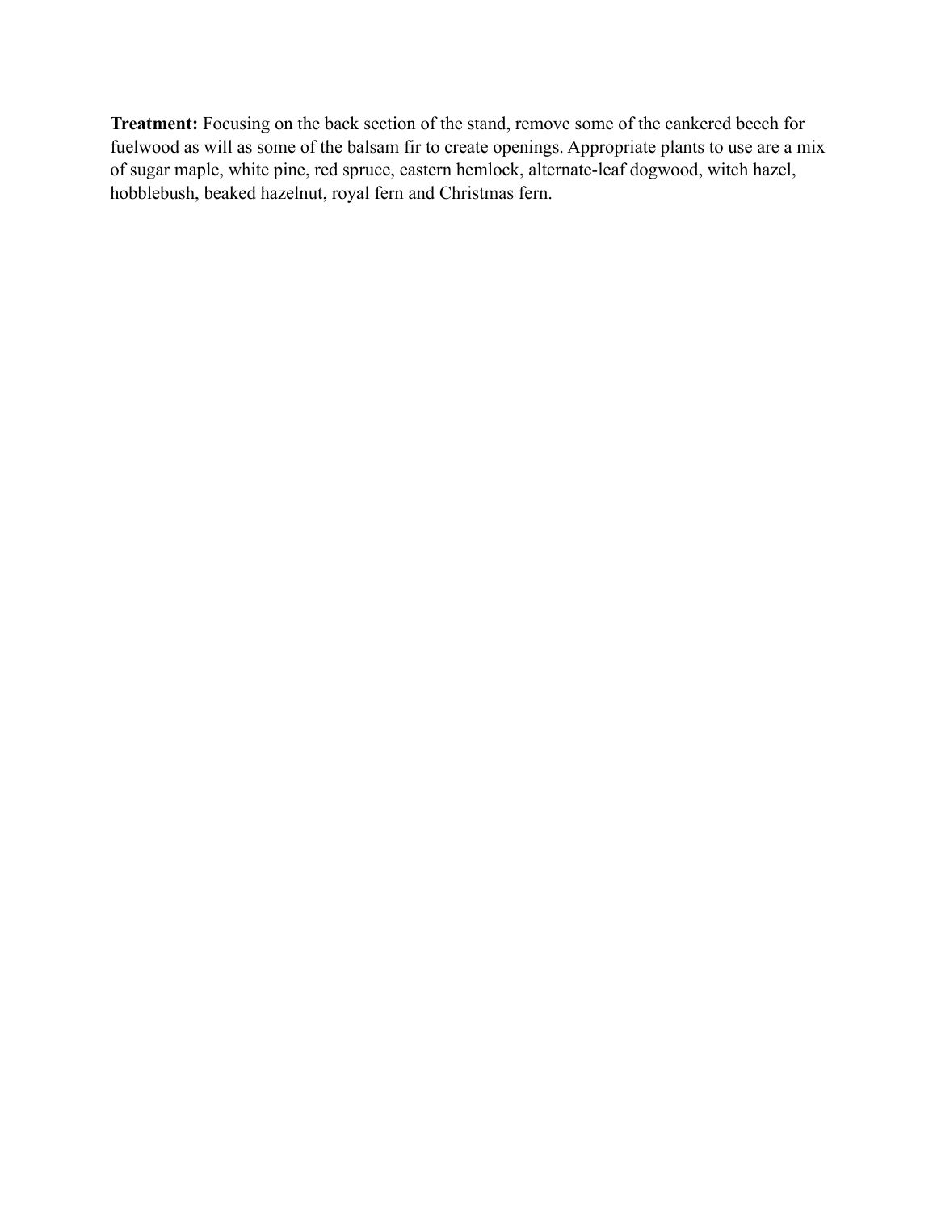**Treatment:** Focusing on the back section of the stand, remove some of the cankered beech for fuelwood as will as some of the balsam fir to create openings. Appropriate plants to use are a mix of sugar maple, white pine, red spruce, eastern hemlock, alternate-leaf dogwood, witch hazel, hobblebush, beaked hazelnut, royal fern and Christmas fern.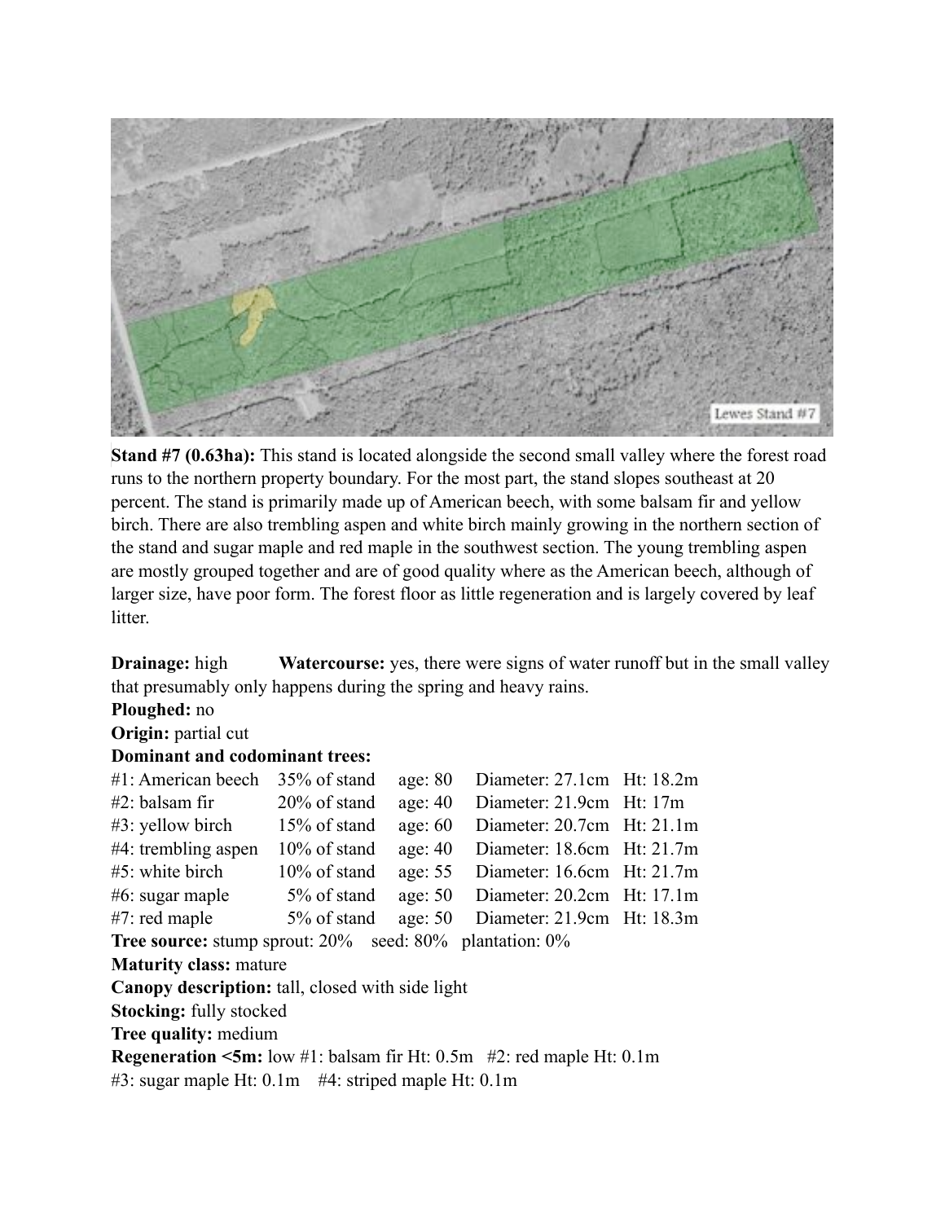**Stand #7 (0.63ha):** This stand is located alongside the second small valley where the forest road runs to the northern property boundary. For the most part, the stand slopes southeast at 20 percent. The stand is primarily made up of American beech, with some balsam fir and yellow birch. There are also trembling aspen and white birch mainly growing in the northern section of the stand and sugar maple and red maple in the southwest section. The young trembling aspen are mostly grouped together and are of good quality where as the American beech, although of larger size, have poor form. The forest floor as little regeneration and is largely covered by leaf litter.

**Drainage:** high **Watercourse:** yes, there were signs of water runoff but in the small valley that presumably only happens during the spring and heavy rains.

**Ploughed:** no

**Origin:** partial cut

**Dominant and codominant trees:**

| | | | | |
|---|---|---|---|---|
| #1: American beech | 35% of stand | age: 80 | Diameter: 27.1cm | Ht: 18.2m |
| #2: balsam fir | 20% of stand | age: 40 | Diameter: 21.9cm | Ht: 17m |
| #3: yellow birch | 15% of stand | age: 60 | Diameter: 20.7cm | Ht: 21.1m |
| #4: trembling aspen | 10% of stand | age: 40 | Diameter: 18.6cm | Ht: 21.7m |
| #5: white birch | 10% of stand | age: 55 | Diameter: 16.6cm | Ht: 21.7m |
| #6: sugar maple | 5% of stand | age: 50 | Diameter: 20.2cm | Ht: 17.1m |
| #7: red maple | 5% of stand | age: 50 | Diameter: 21.9cm | Ht: 18.3m |

**Tree source:** stump sprout: 20% seed: 80% plantation: 0%

**Maturity class:** mature

**Canopy description:** tall, closed with side light

**Stocking:** fully stocked

**Tree quality:** medium

**Regeneration <5m:** low #1: balsam fir Ht: 0.5m #2: red maple Ht: 0.1m #3: sugar maple Ht: 0.1m #4: striped maple Ht: 0.1m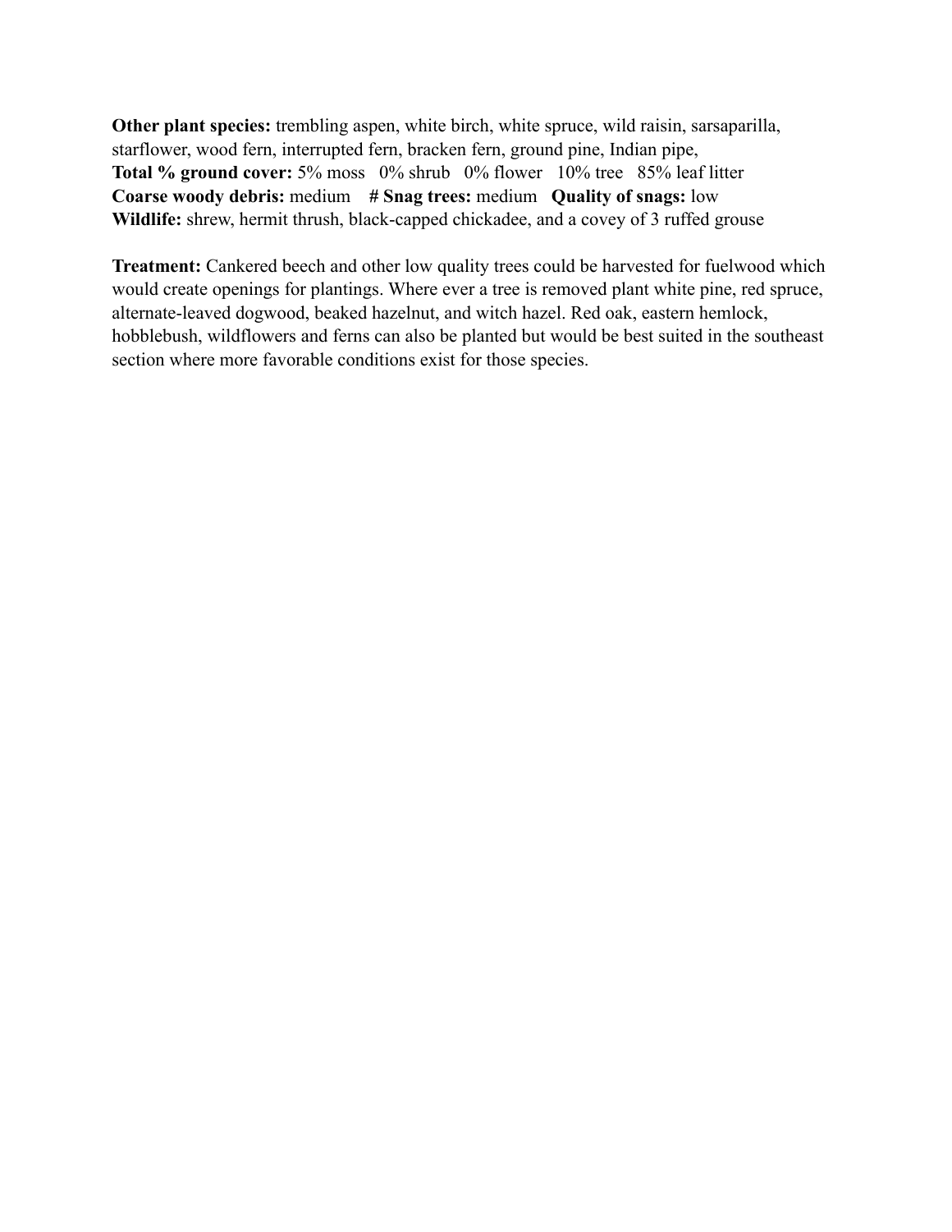**Other plant species:** trembling aspen, white birch, white spruce, wild raisin, sarsaparilla, starflower, wood fern, interrupted fern, bracken fern, ground pine, Indian pipe,
**Total % ground cover:** 5% moss   0% shrub   0% flower   10% tree   85% leaf litter
**Coarse woody debris:** medium   **# Snag trees:** medium   **Quality of snags:** low
**Wildlife:** shrew, hermit thrush, black-capped chickadee, and a covey of 3 ruffed grouse

**Treatment:** Cankered beech and other low quality trees could be harvested for fuelwood which would create openings for plantings. Where ever a tree is removed plant white pine, red spruce, alternate-leaved dogwood, beaked hazelnut, and witch hazel. Red oak, eastern hemlock, hobblebush, wildflowers and ferns can also be planted but would be best suited in the southeast section where more favorable conditions exist for those species.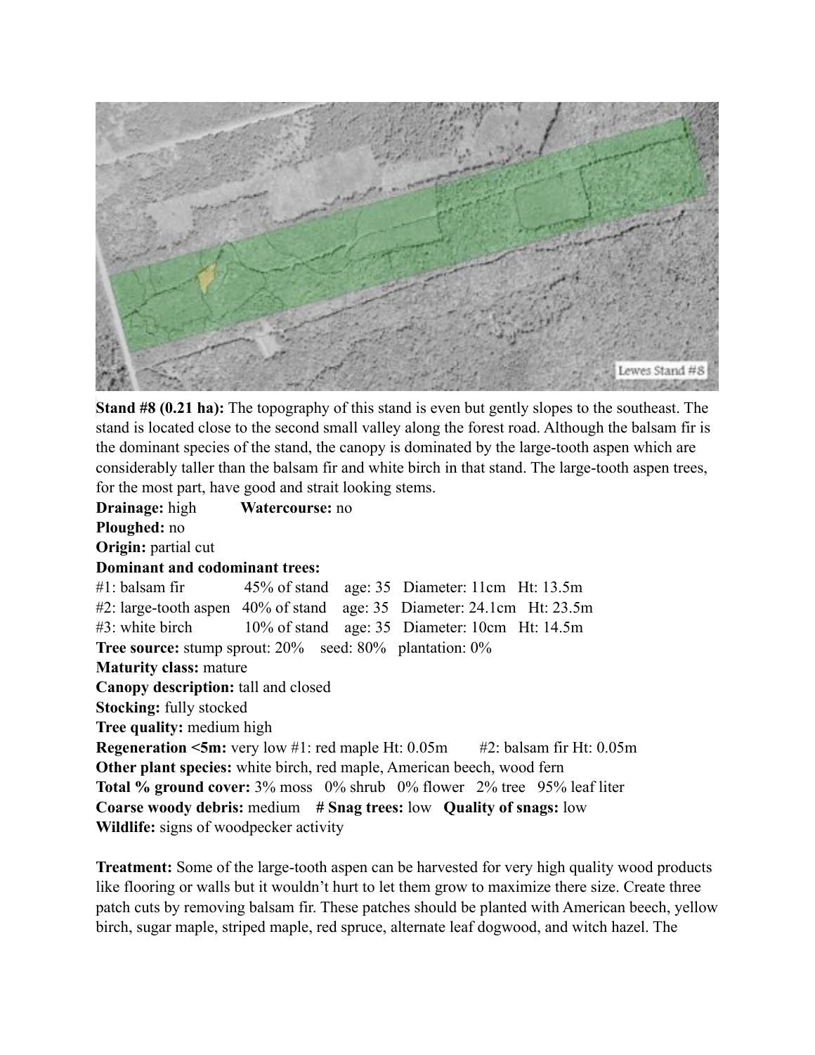**Stand #8 (0.21 ha):** The topography of this stand is even but gently slopes to the southeast. The stand is located close to the second small valley along the forest road. Although the balsam fir is the dominant species of the stand, the canopy is dominated by the large-tooth aspen which are considerably taller than the balsam fir and white birch in that stand. The large-tooth aspen trees, for the most part, have good and strait looking stems.

**Drainage:** high **Watercourse:** no

**Ploughed:** no

**Origin:** partial cut

**Dominant and codominant trees:**

#1: balsam fir 45% of stand age: 35 Diameter: 11cm Ht: 13.5m

#2: large-tooth aspen 40% of stand age: 35 Diameter: 24.1cm Ht: 23.5m

#3: white birch 10% of stand age: 35 Diameter: 10cm Ht: 14.5m

**Tree source:** stump sprout: 20% seed: 80% plantation: 0%

**Maturity class:** mature

**Canopy description:** tall and closed

**Stocking:** fully stocked

**Tree quality:** medium high

**Regeneration <5m:** very low #1: red maple Ht: 0.05m #2: balsam fir Ht: 0.05m

**Other plant species:** white birch, red maple, American beech, wood fern

**Total % ground cover:** 3% moss 0% shrub 0% flower 2% tree 95% leaf liter

**Coarse woody debris:** medium **# Snag trees:** low **Quality of snags:** low

**Wildlife:** signs of woodpecker activity

**Treatment:** Some of the large-tooth aspen can be harvested for very high quality wood products like flooring or walls but it wouldn't hurt to let them grow to maximize there size. Create three patch cuts by removing balsam fir. These patches should be planted with American beech, yellow birch, sugar maple, striped maple, red spruce, alternate leaf dogwood, and witch hazel. The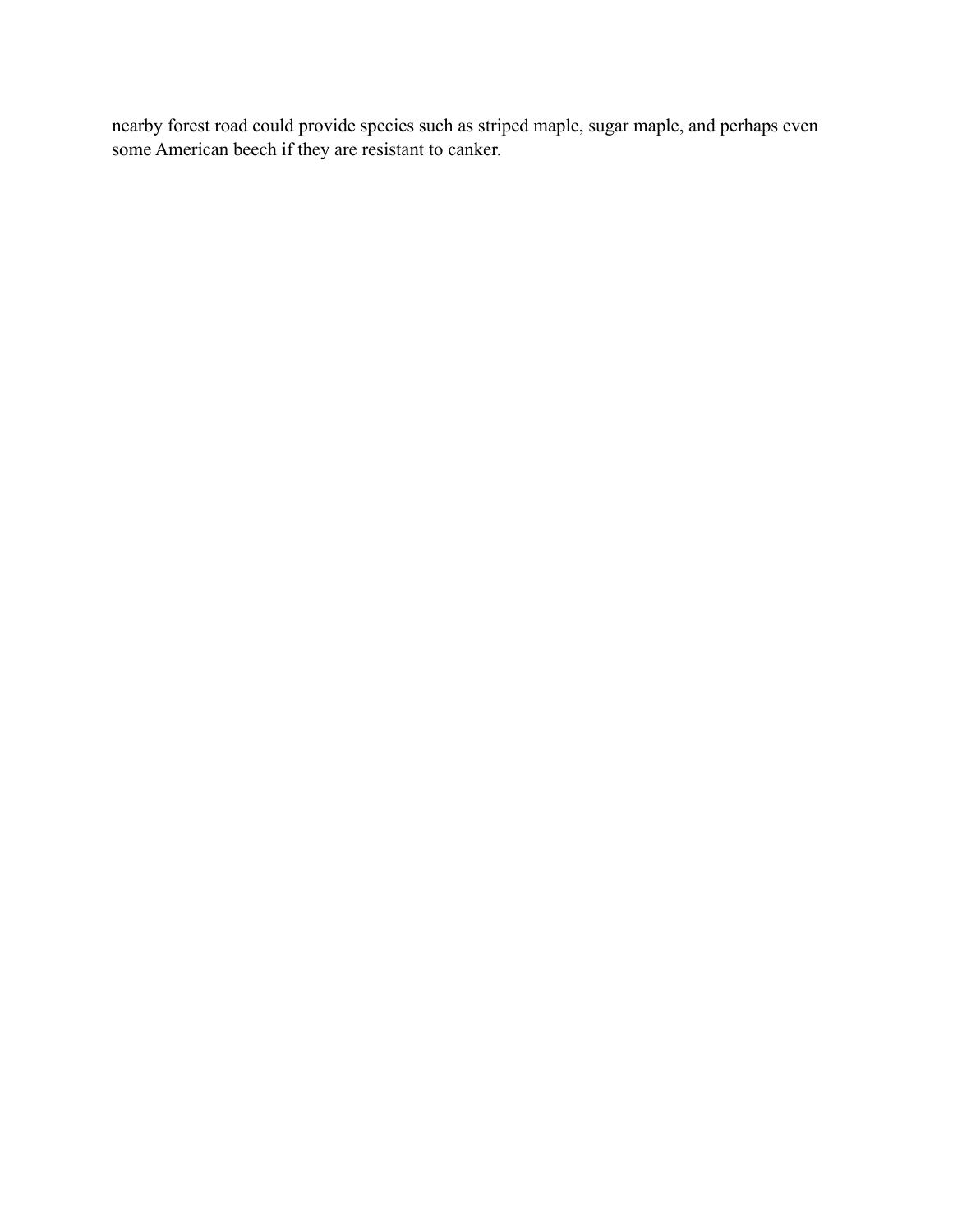nearby forest road could provide species such as striped maple, sugar maple, and perhaps even some American beech if they are resistant to canker.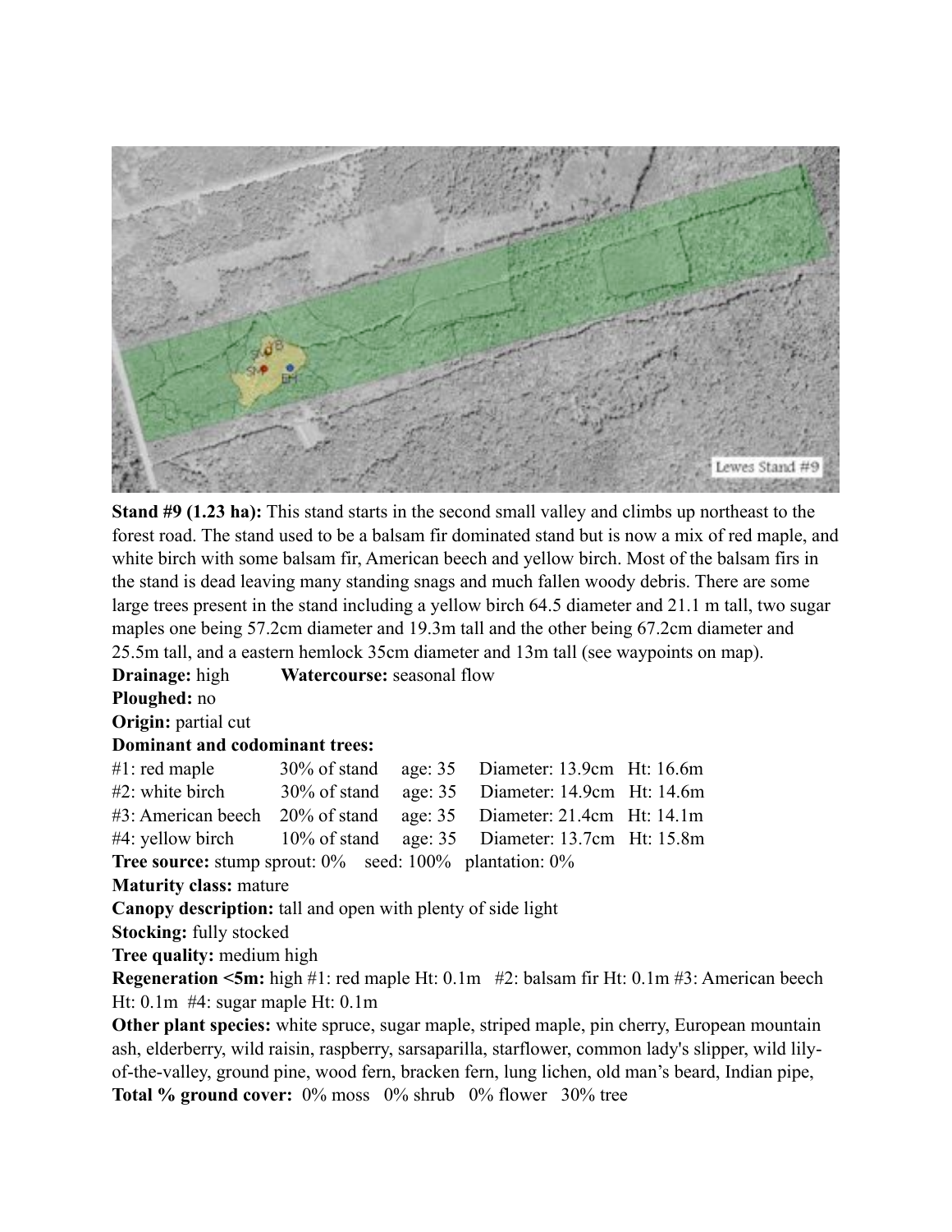**Stand #9 (1.23 ha):** This stand starts in the second small valley and climbs up northeast to the forest road. The stand used to be a balsam fir dominated stand but is now a mix of red maple, and white birch with some balsam fir, American beech and yellow birch. Most of the balsam firs in the stand is dead leaving many standing snags and much fallen woody debris. There are some large trees present in the stand including a yellow birch 64.5 diameter and 21.1 m tall, two sugar maples one being 57.2cm diameter and 19.3m tall and the other being 67.2cm diameter and 25.5m tall, and a eastern hemlock 35cm diameter and 13m tall (see waypoints on map).

**Drainage:** high **Watercourse:** seasonal flow

**Ploughed:** no

**Origin:** partial cut

**Dominant and codominant trees:**

| | | | | |
|---|---|---|---|---|
| #1: red maple | 30% of stand | age: 35 | Diameter: 13.9cm | Ht: 16.6m |
| #2: white birch | 30% of stand | age: 35 | Diameter: 14.9cm | Ht: 14.6m |
| #3: American beech | 20% of stand | age: 35 | Diameter: 21.4cm | Ht: 14.1m |
| #4: yellow birch | 10% of stand | age: 35 | Diameter: 13.7cm | Ht: 15.8m |

**Tree source:** stump sprout: 0% seed: 100% plantation: 0%

**Maturity class:** mature

**Canopy description:** tall and open with plenty of side light

**Stocking:** fully stocked

**Tree quality:** medium high

**Regeneration <5m:** high #1: red maple Ht: 0.1m #2: balsam fir Ht: 0.1m #3: American beech Ht: 0.1m #4: sugar maple Ht: 0.1m

**Other plant species:** white spruce, sugar maple, striped maple, pin cherry, European mountain ash, elderberry, wild raisin, raspberry, sarsaparilla, starflower, common lady's slipper, wild lily-of-the-valley, ground pine, wood fern, bracken fern, lung lichen, old man's beard, Indian pipe,

**Total % ground cover:** 0% moss 0% shrub 0% flower 30% tree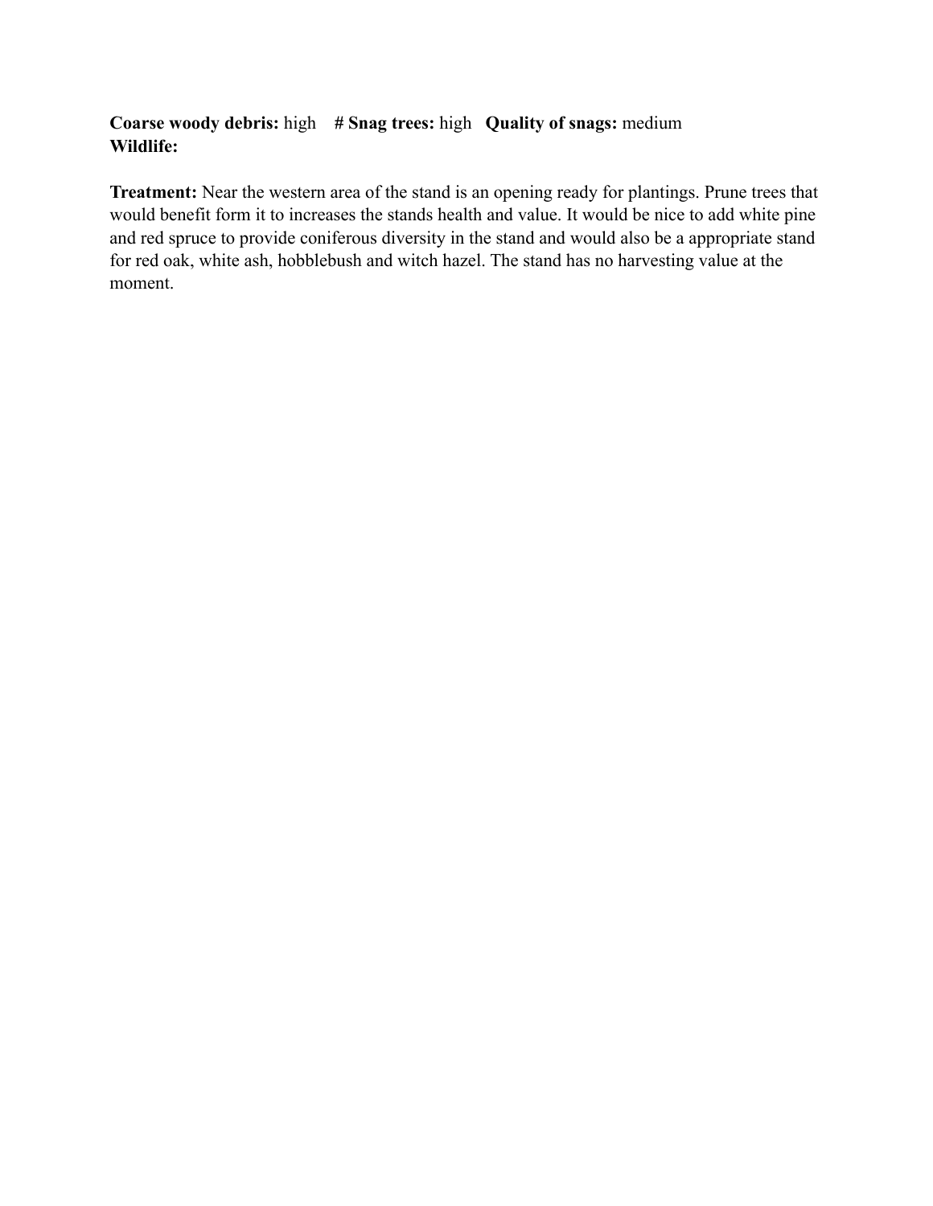**Coarse woody debris:** high **# Snag trees:** high **Quality of snags:** medium
**Wildlife:**

**Treatment:** Near the western area of the stand is an opening ready for plantings. Prune trees that would benefit form it to increases the stands health and value. It would be nice to add white pine and red spruce to provide coniferous diversity in the stand and would also be a appropriate stand for red oak, white ash, hobblebush and witch hazel. The stand has no harvesting value at the moment.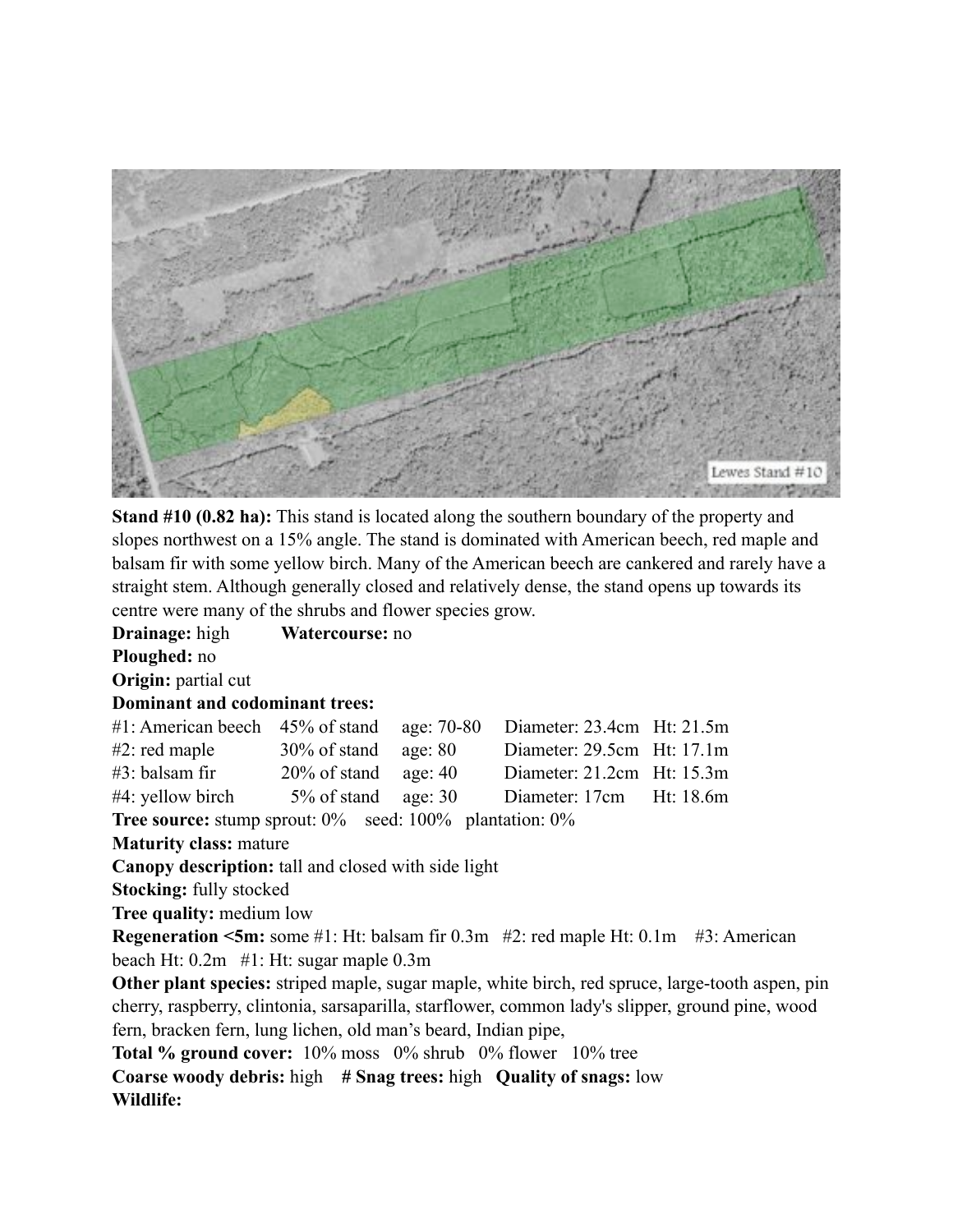**Stand #10 (0.82 ha):** This stand is located along the southern boundary of the property and slopes northwest on a 15% angle. The stand is dominated with American beech, red maple and balsam fir with some yellow birch. Many of the American beech are cankered and rarely have a straight stem. Although generally closed and relatively dense, the stand opens up towards its centre were many of the shrubs and flower species grow.

**Drainage:** high **Watercourse:** no

**Ploughed:** no

**Origin:** partial cut

**Dominant and codominant trees:**

| | | | | |
|---|---|---|---|---|
| #1: American beech | 45% of stand | age: 70-80 | Diameter: 23.4cm | Ht: 21.5m |
| #2: red maple | 30% of stand | age: 80 | Diameter: 29.5cm | Ht: 17.1m |
| #3: balsam fir | 20% of stand | age: 40 | Diameter: 21.2cm | Ht: 15.3m |
| #4: yellow birch | 5% of stand | age: 30 | Diameter: 17cm | Ht: 18.6m |

**Tree source:** stump sprout: 0% seed: 100% plantation: 0%

**Maturity class:** mature

**Canopy description:** tall and closed with side light

**Stocking:** fully stocked

**Tree quality:** medium low

**Regeneration <5m:** some #1: Ht: balsam fir 0.3m #2: red maple Ht: 0.1m #3: American beach Ht: 0.2m #1: Ht: sugar maple 0.3m

**Other plant species:** striped maple, sugar maple, white birch, red spruce, large-tooth aspen, pin cherry, raspberry, clintonia, sarsaparilla, starflower, common lady's slipper, ground pine, wood fern, bracken fern, lung lichen, old man's beard, Indian pipe,

**Total % ground cover:** 10% moss 0% shrub 0% flower 10% tree

**Coarse woody debris:** high **# Snag trees:** high **Quality of snags:** low

**Wildlife:**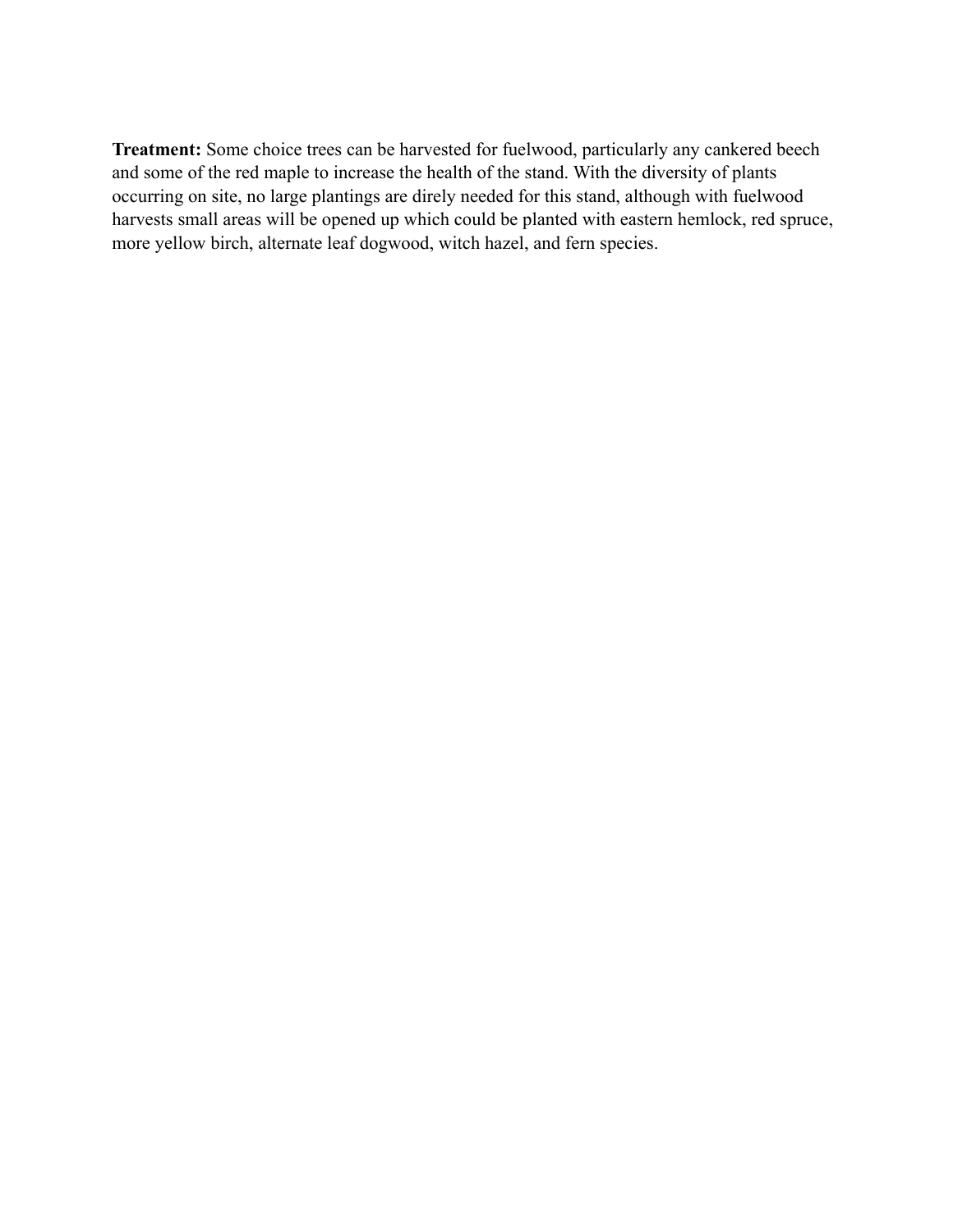**Treatment:** Some choice trees can be harvested for fuelwood, particularly any cankered beech and some of the red maple to increase the health of the stand. With the diversity of plants occurring on site, no large plantings are direly needed for this stand, although with fuelwood harvests small areas will be opened up which could be planted with eastern hemlock, red spruce, more yellow birch, alternate leaf dogwood, witch hazel, and fern species.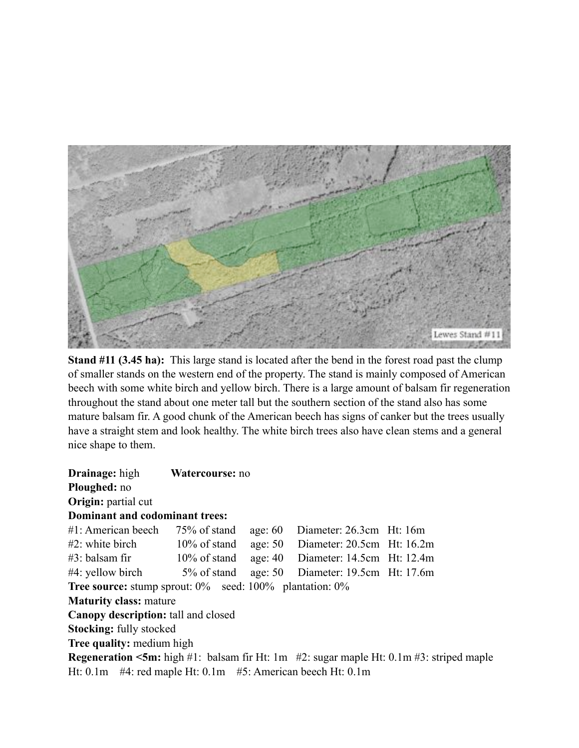**Stand #11 (3.45 ha):** This large stand is located after the bend in the forest road past the clump of smaller stands on the western end of the property. The stand is mainly composed of American beech with some white birch and yellow birch. There is a large amount of balsam fir regeneration throughout the stand about one meter tall but the southern section of the stand also has some mature balsam fir. A good chunk of the American beech has signs of canker but the trees usually have a straight stem and look healthy. The white birch trees also have clean stems and a general nice shape to them.

**Drainage:** high **Watercourse:** no
**Ploughed:** no
**Origin:** partial cut
**Dominant and codominant trees:**
#1: American beech 75% of stand age: 60 Diameter: 26.3cm Ht: 16m
#2: white birch 10% of stand age: 50 Diameter: 20.5cm Ht: 16.2m
#3: balsam fir 10% of stand age: 40 Diameter: 14.5cm Ht: 12.4m
#4: yellow birch 5% of stand age: 50 Diameter: 19.5cm Ht: 17.6m
**Tree source:** stump sprout: 0% seed: 100% plantation: 0%
**Maturity class:** mature
**Canopy description:** tall and closed
**Stocking:** fully stocked
**Tree quality:** medium high
**Regeneration <5m:** high #1: balsam fir Ht: 1m #2: sugar maple Ht: 0.1m #3: striped maple Ht: 0.1m #4: red maple Ht: 0.1m #5: American beech Ht: 0.1m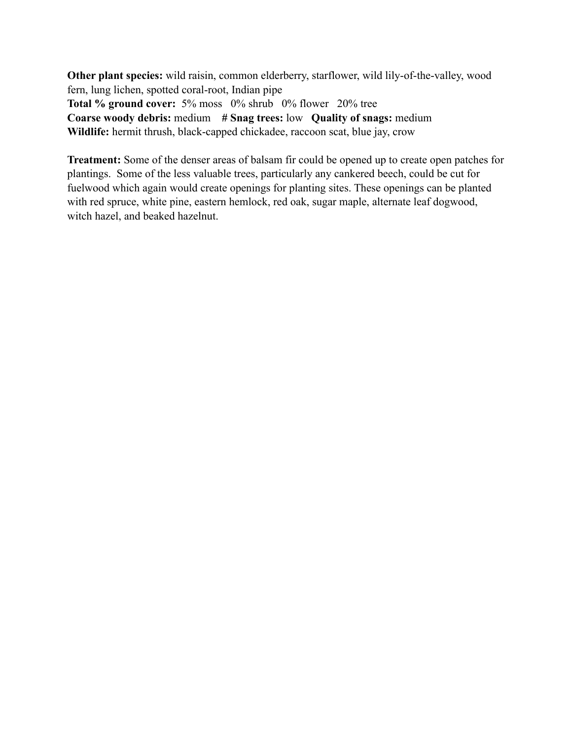**Other plant species:** wild raisin, common elderberry, starflower, wild lily-of-the-valley, wood fern, lung lichen, spotted coral-root, Indian pipe
**Total % ground cover:** 5% moss 0% shrub 0% flower 20% tree
**Coarse woody debris:** medium **# Snag trees:** low **Quality of snags:** medium
**Wildlife:** hermit thrush, black-capped chickadee, raccoon scat, blue jay, crow

**Treatment:** Some of the denser areas of balsam fir could be opened up to create open patches for plantings. Some of the less valuable trees, particularly any cankered beech, could be cut for fuelwood which again would create openings for planting sites. These openings can be planted with red spruce, white pine, eastern hemlock, red oak, sugar maple, alternate leaf dogwood, witch hazel, and beaked hazelnut.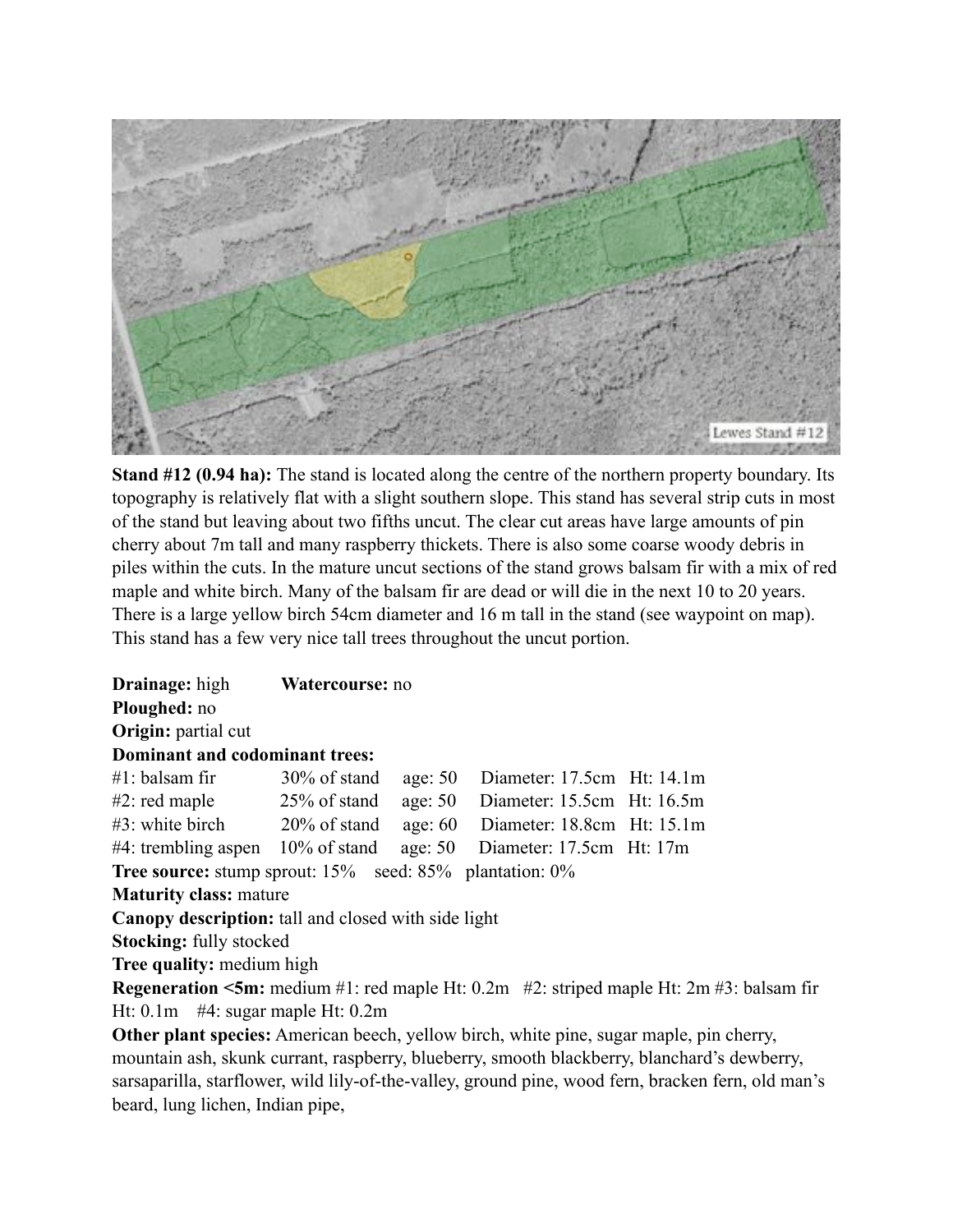**Stand #12 (0.94 ha):** The stand is located along the centre of the northern property boundary. Its topography is relatively flat with a slight southern slope. This stand has several strip cuts in most of the stand but leaving about two fifths uncut. The clear cut areas have large amounts of pin cherry about 7m tall and many raspberry thickets. There is also some coarse woody debris in piles within the cuts. In the mature uncut sections of the stand grows balsam fir with a mix of red maple and white birch. Many of the balsam fir are dead or will die in the next 10 to 20 years. There is a large yellow birch 54cm diameter and 16 m tall in the stand (see waypoint on map). This stand has a few very nice tall trees throughout the uncut portion.

**Drainage:** high **Watercourse:** no
**Ploughed:** no
**Origin:** partial cut
**Dominant and codominant trees:**
#1: balsam fir 30% of stand age: 50 Diameter: 17.5cm Ht: 14.1m
#2: red maple 25% of stand age: 50 Diameter: 15.5cm Ht: 16.5m
#3: white birch 20% of stand age: 60 Diameter: 18.8cm Ht: 15.1m
#4: trembling aspen 10% of stand age: 50 Diameter: 17.5cm Ht: 17m
**Tree source:** stump sprout: 15% seed: 85% plantation: 0%
**Maturity class:** mature
**Canopy description:** tall and closed with side light
**Stocking:** fully stocked
**Tree quality:** medium high
**Regeneration <5m:** medium #1: red maple Ht: 0.2m #2: striped maple Ht: 2m #3: balsam fir Ht: 0.1m #4: sugar maple Ht: 0.2m
**Other plant species:** American beech, yellow birch, white pine, sugar maple, pin cherry, mountain ash, skunk currant, raspberry, blueberry, smooth blackberry, blanchard's dewberry, sarsaparilla, starflower, wild lily-of-the-valley, ground pine, wood fern, bracken fern, old man's beard, lung lichen, Indian pipe,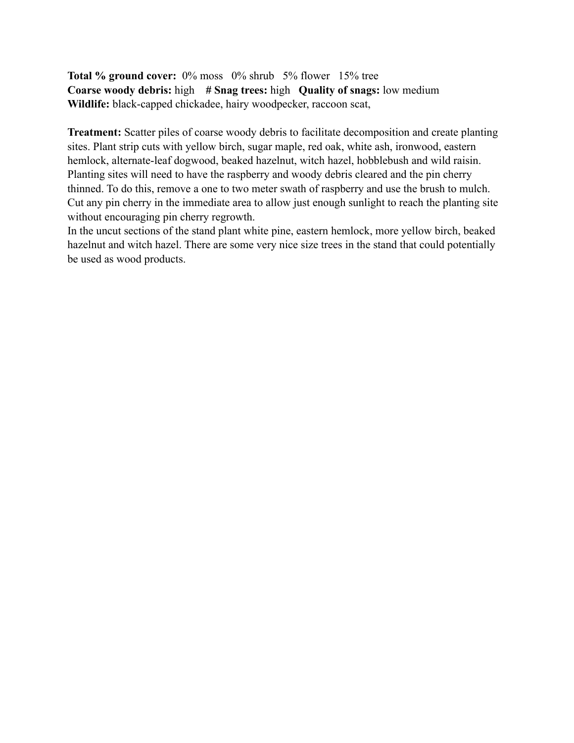**Total % ground cover:** 0% moss 0% shrub 5% flower 15% tree
**Coarse woody debris:** high **# Snag trees:** high **Quality of snags:** low medium
**Wildlife:** black-capped chickadee, hairy woodpecker, raccoon scat,

**Treatment:** Scatter piles of coarse woody debris to facilitate decomposition and create planting sites. Plant strip cuts with yellow birch, sugar maple, red oak, white ash, ironwood, eastern hemlock, alternate-leaf dogwood, beaked hazelnut, witch hazel, hobblebush and wild raisin. Planting sites will need to have the raspberry and woody debris cleared and the pin cherry thinned. To do this, remove a one to two meter swath of raspberry and use the brush to mulch. Cut any pin cherry in the immediate area to allow just enough sunlight to reach the planting site without encouraging pin cherry regrowth.
In the uncut sections of the stand plant white pine, eastern hemlock, more yellow birch, beaked hazelnut and witch hazel. There are some very nice size trees in the stand that could potentially be used as wood products.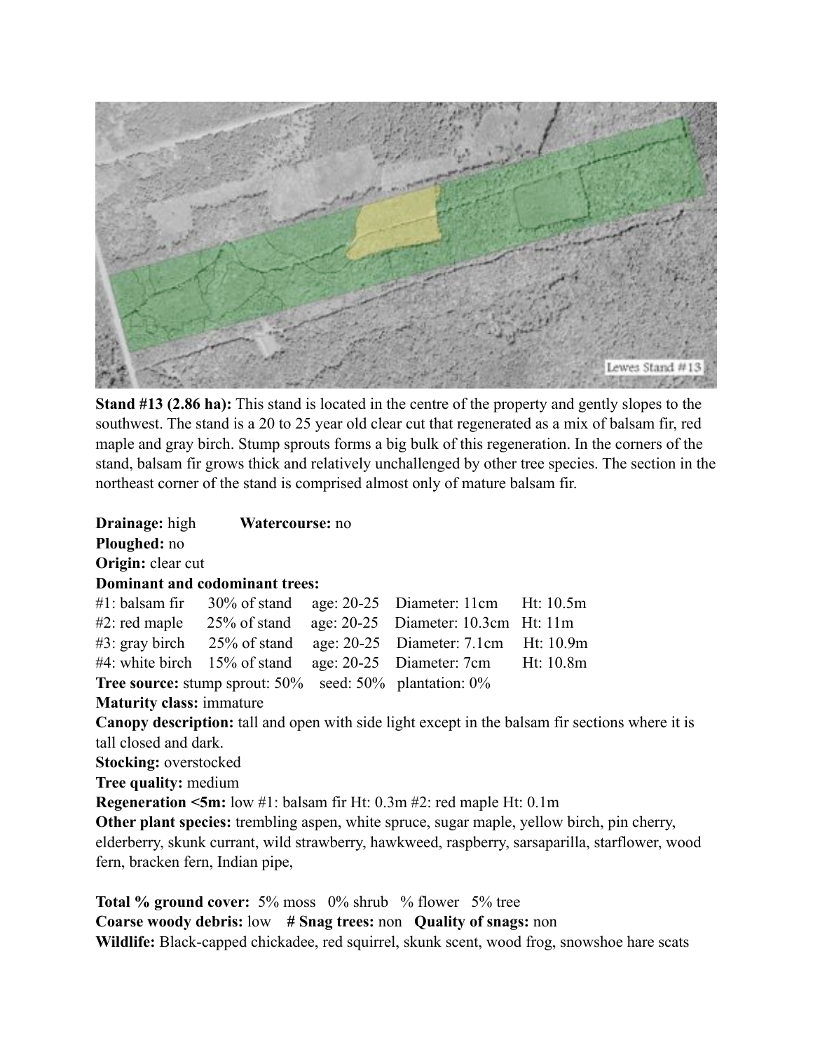**Stand #13 (2.86 ha):** This stand is located in the centre of the property and gently slopes to the southwest. The stand is a 20 to 25 year old clear cut that regenerated as a mix of balsam fir, red maple and gray birch. Stump sprouts forms a big bulk of this regeneration. In the corners of the stand, balsam fir grows thick and relatively unchallenged by other tree species. The section in the northeast corner of the stand is comprised almost only of mature balsam fir.

**Drainage:** high **Watercourse:** no
**Ploughed:** no
**Origin:** clear cut
**Dominant and codominant trees:**
#1: balsam fir 30% of stand age: 20-25 Diameter: 11cm Ht: 10.5m
#2: red maple 25% of stand age: 20-25 Diameter: 10.3cm Ht: 11m
#3: gray birch 25% of stand age: 20-25 Diameter: 7.1cm Ht: 10.9m
#4: white birch 15% of stand age: 20-25 Diameter: 7cm Ht: 10.8m
**Tree source:** stump sprout: 50% seed: 50% plantation: 0%
**Maturity class:** immature
**Canopy description:** tall and open with side light except in the balsam fir sections where it is tall closed and dark.
**Stocking:** overstocked
**Tree quality:** medium
**Regeneration <5m:** low #1: balsam fir Ht: 0.3m #2: red maple Ht: 0.1m
**Other plant species:** trembling aspen, white spruce, sugar maple, yellow birch, pin cherry, elderberry, skunk currant, wild strawberry, hawkweed, raspberry, sarsaparilla, starflower, wood fern, bracken fern, Indian pipe,

**Total % ground cover:** 5% moss 0% shrub % flower 5% tree
**Coarse woody debris:** low **# Snag trees:** non **Quality of snags:** non
**Wildlife:** Black-capped chickadee, red squirrel, skunk scent, wood frog, snowshoe hare scats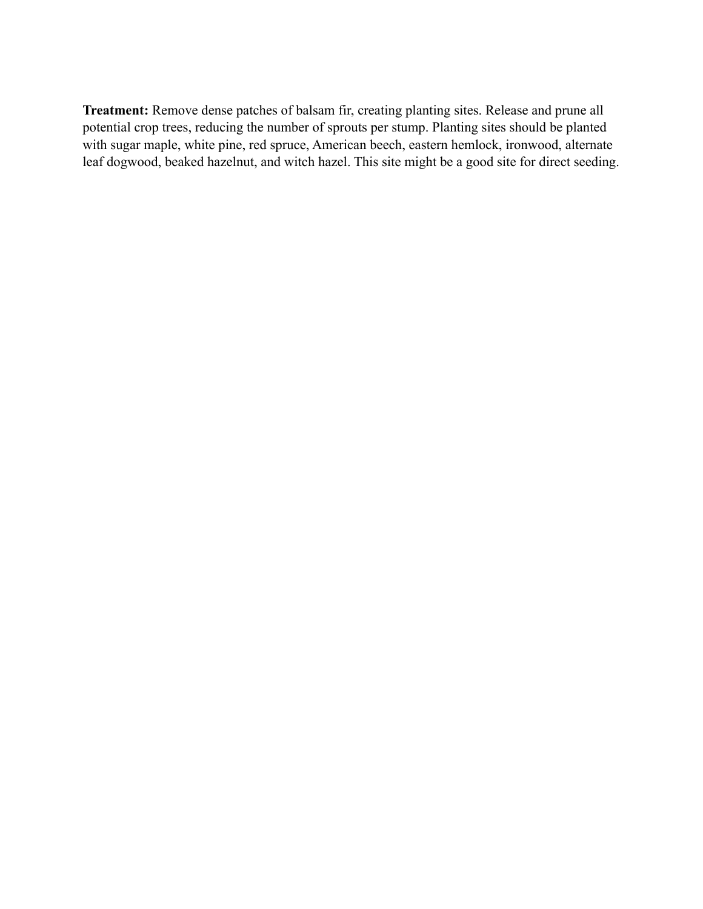**Treatment:** Remove dense patches of balsam fir, creating planting sites. Release and prune all potential crop trees, reducing the number of sprouts per stump. Planting sites should be planted with sugar maple, white pine, red spruce, American beech, eastern hemlock, ironwood, alternate leaf dogwood, beaked hazelnut, and witch hazel. This site might be a good site for direct seeding.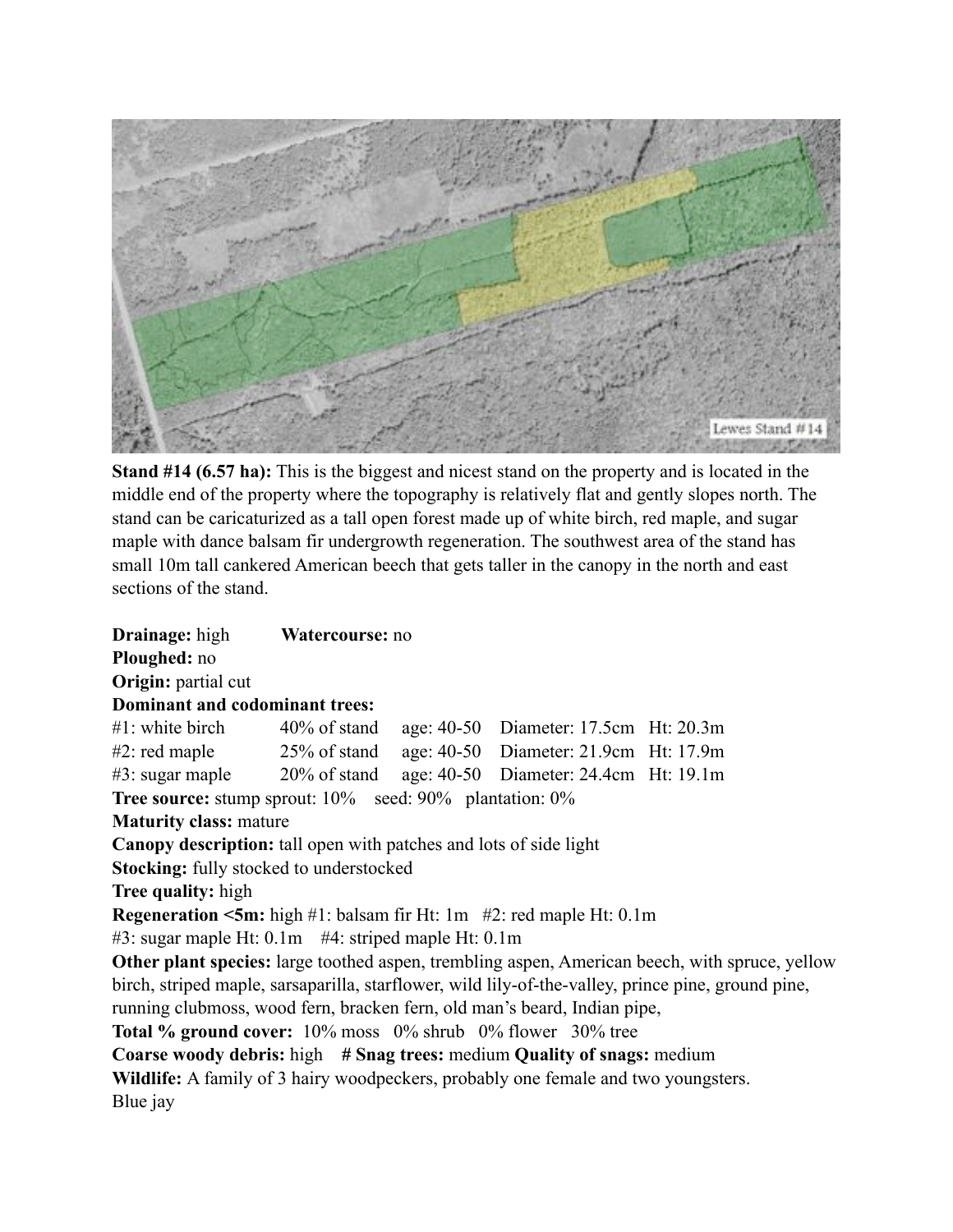**Stand #14 (6.57 ha):** This is the biggest and nicest stand on the property and is located in the middle end of the property where the topography is relatively flat and gently slopes north. The stand can be caricaturized as a tall open forest made up of white birch, red maple, and sugar maple with dance balsam fir undergrowth regeneration. The southwest area of the stand has small 10m tall cankered American beech that gets taller in the canopy in the north and east sections of the stand.

**Drainage:** high **Watercourse:** no
**Ploughed:** no
**Origin:** partial cut
**Dominant and codominant trees:**

| | | | | |
|---|---|---|---|---|
| #1: white birch | 40% of stand | age: 40-50 | Diameter: 17.5cm | Ht: 20.3m |
| #2: red maple | 25% of stand | age: 40-50 | Diameter: 21.9cm | Ht: 17.9m |
| #3: sugar maple | 20% of stand | age: 40-50 | Diameter: 24.4cm | Ht: 19.1m |

**Tree source:** stump sprout: 10% seed: 90% plantation: 0%
**Maturity class:** mature
**Canopy description:** tall open with patches and lots of side light
**Stocking:** fully stocked to understocked
**Tree quality:** high
**Regeneration <5m:** high #1: balsam fir Ht: 1m #2: red maple Ht: 0.1m
#3: sugar maple Ht: 0.1m #4: striped maple Ht: 0.1m
**Other plant species:** large toothed aspen, trembling aspen, American beech, with spruce, yellow birch, striped maple, sarsaparilla, starflower, wild lily-of-the-valley, prince pine, ground pine, running clubmoss, wood fern, bracken fern, old man's beard, Indian pipe,
**Total % ground cover:** 10% moss 0% shrub 0% flower 30% tree
**Coarse woody debris:** high **# Snag trees:** medium **Quality of snags:** medium
**Wildlife:** A family of 3 hairy woodpeckers, probably one female and two youngsters.
Blue jay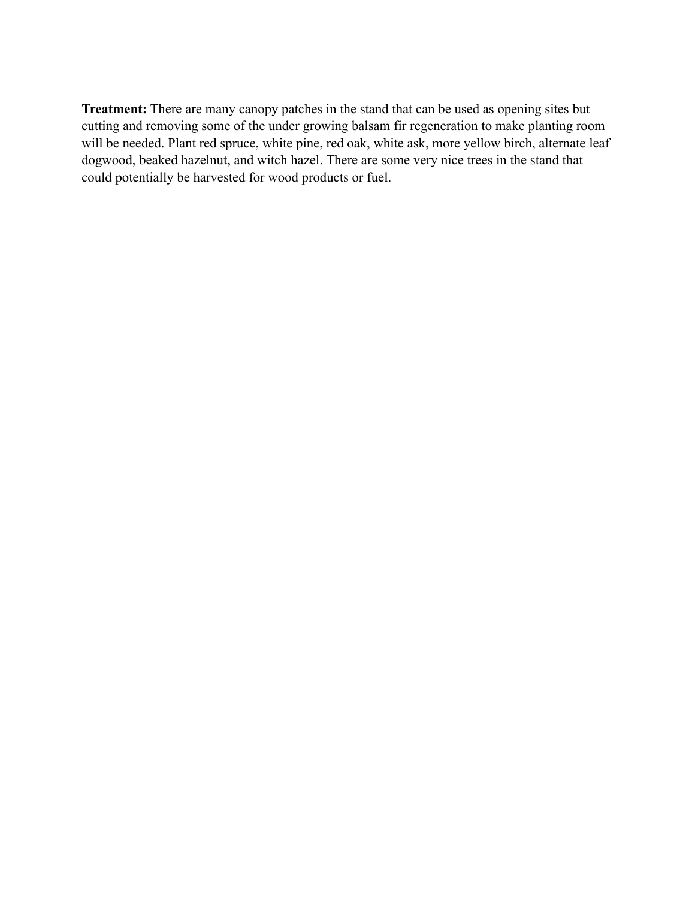**Treatment:** There are many canopy patches in the stand that can be used as opening sites but cutting and removing some of the under growing balsam fir regeneration to make planting room will be needed. Plant red spruce, white pine, red oak, white ask, more yellow birch, alternate leaf dogwood, beaked hazelnut, and witch hazel. There are some very nice trees in the stand that could potentially be harvested for wood products or fuel.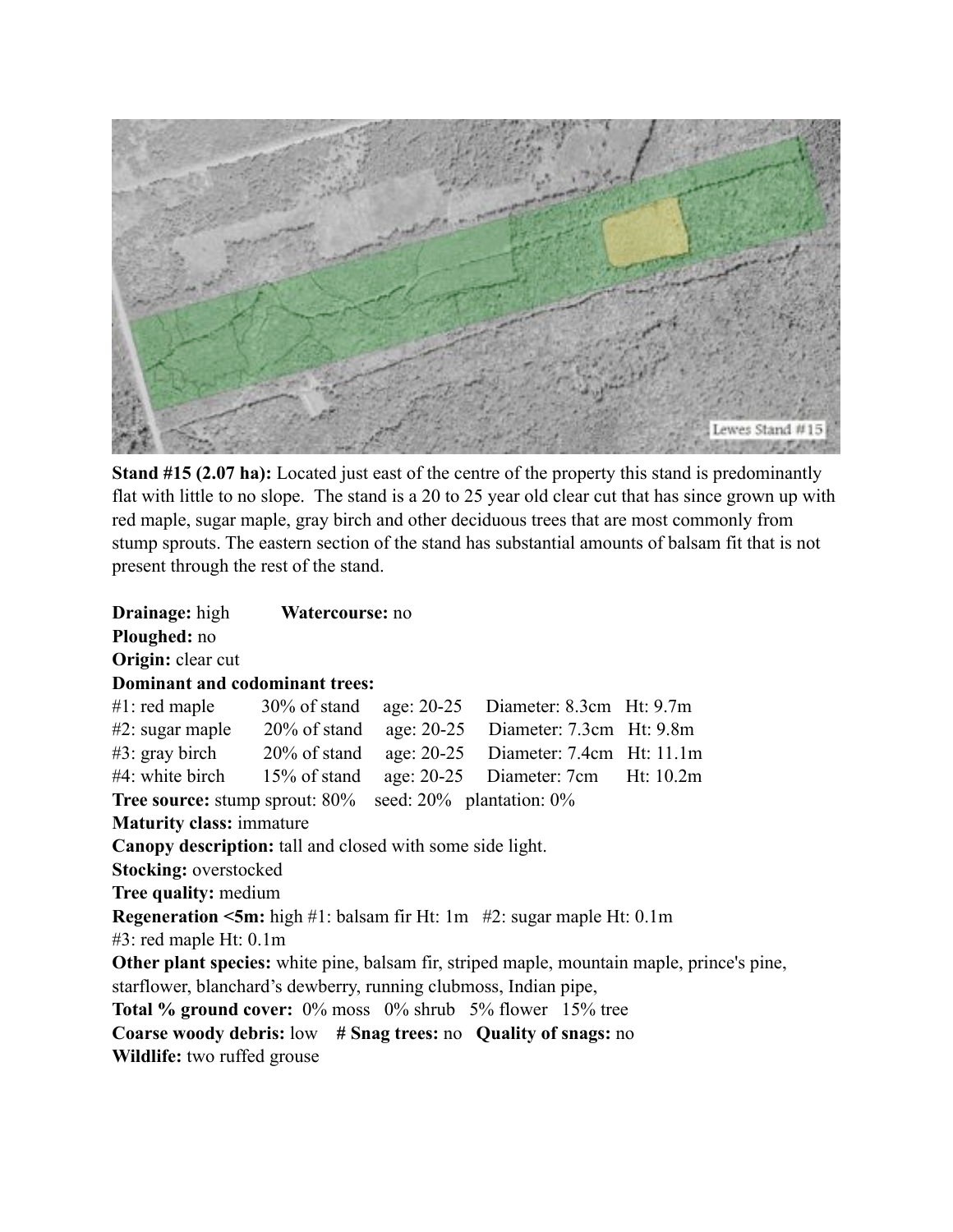**Stand #15 (2.07 ha):** Located just east of the centre of the property this stand is predominantly flat with little to no slope. The stand is a 20 to 25 year old clear cut that has since grown up with red maple, sugar maple, gray birch and other deciduous trees that are most commonly from stump sprouts. The eastern section of the stand has substantial amounts of balsam fit that is not present through the rest of the stand.

**Drainage:** high **Watercourse:** no
**Ploughed:** no
**Origin:** clear cut
**Dominant and codominant trees:**
#1: red maple 30% of stand age: 20-25 Diameter: 8.3cm Ht: 9.7m
#2: sugar maple 20% of stand age: 20-25 Diameter: 7.3cm Ht: 9.8m
#3: gray birch 20% of stand age: 20-25 Diameter: 7.4cm Ht: 11.1m
#4: white birch 15% of stand age: 20-25 Diameter: 7cm Ht: 10.2m
**Tree source:** stump sprout: 80% seed: 20% plantation: 0%
**Maturity class:** immature
**Canopy description:** tall and closed with some side light.
**Stocking:** overstocked
**Tree quality:** medium
**Regeneration <5m:** high #1: balsam fir Ht: 1m #2: sugar maple Ht: 0.1m
#3: red maple Ht: 0.1m
**Other plant species:** white pine, balsam fir, striped maple, mountain maple, prince's pine, starflower, blanchard's dewberry, running clubmoss, Indian pipe,
**Total % ground cover:** 0% moss 0% shrub 5% flower 15% tree
**Coarse woody debris:** low **# Snag trees:** no **Quality of snags:** no
**Wildlife:** two ruffed grouse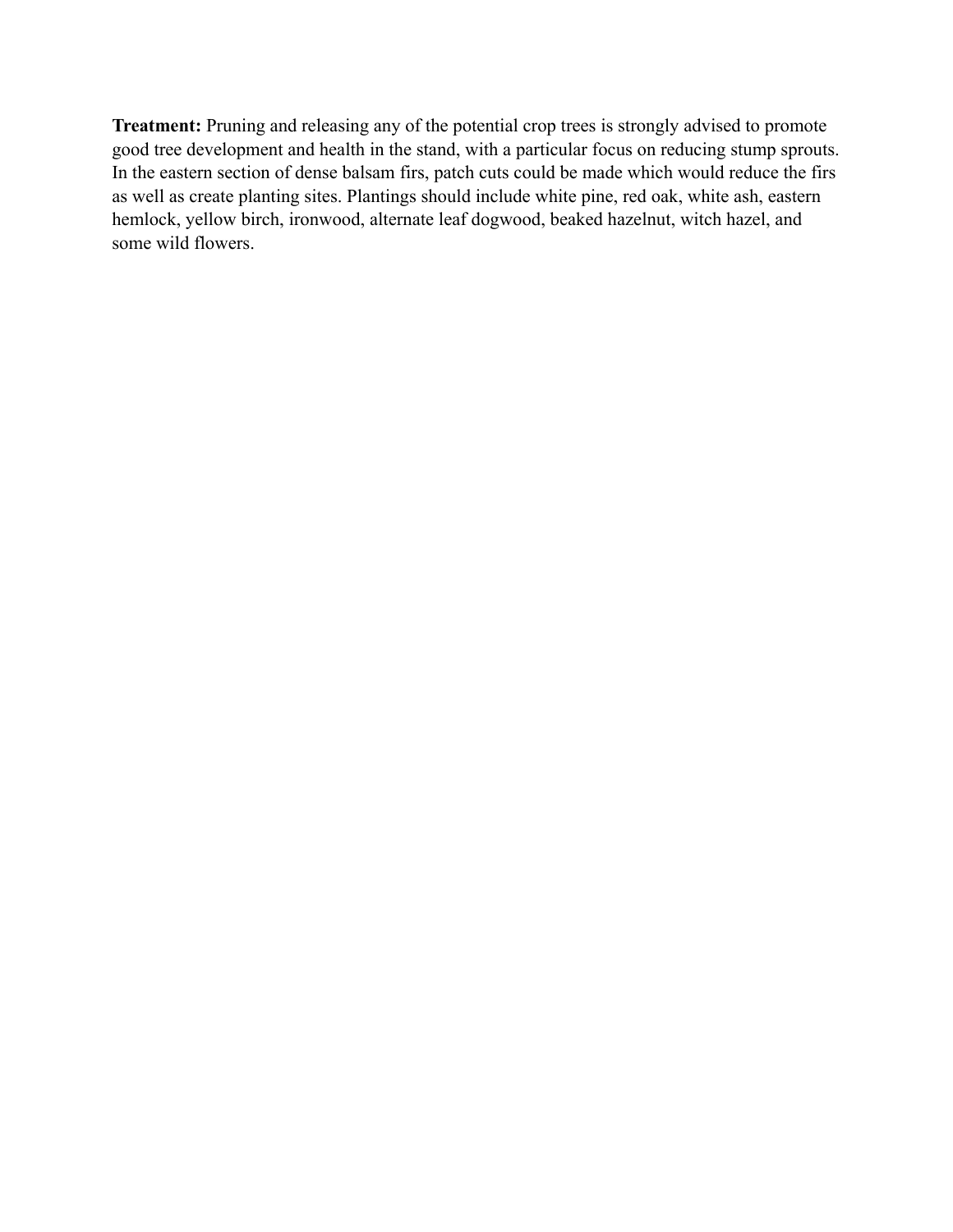**Treatment:** Pruning and releasing any of the potential crop trees is strongly advised to promote good tree development and health in the stand, with a particular focus on reducing stump sprouts. In the eastern section of dense balsam firs, patch cuts could be made which would reduce the firs as well as create planting sites. Plantings should include white pine, red oak, white ash, eastern hemlock, yellow birch, ironwood, alternate leaf dogwood, beaked hazelnut, witch hazel, and some wild flowers.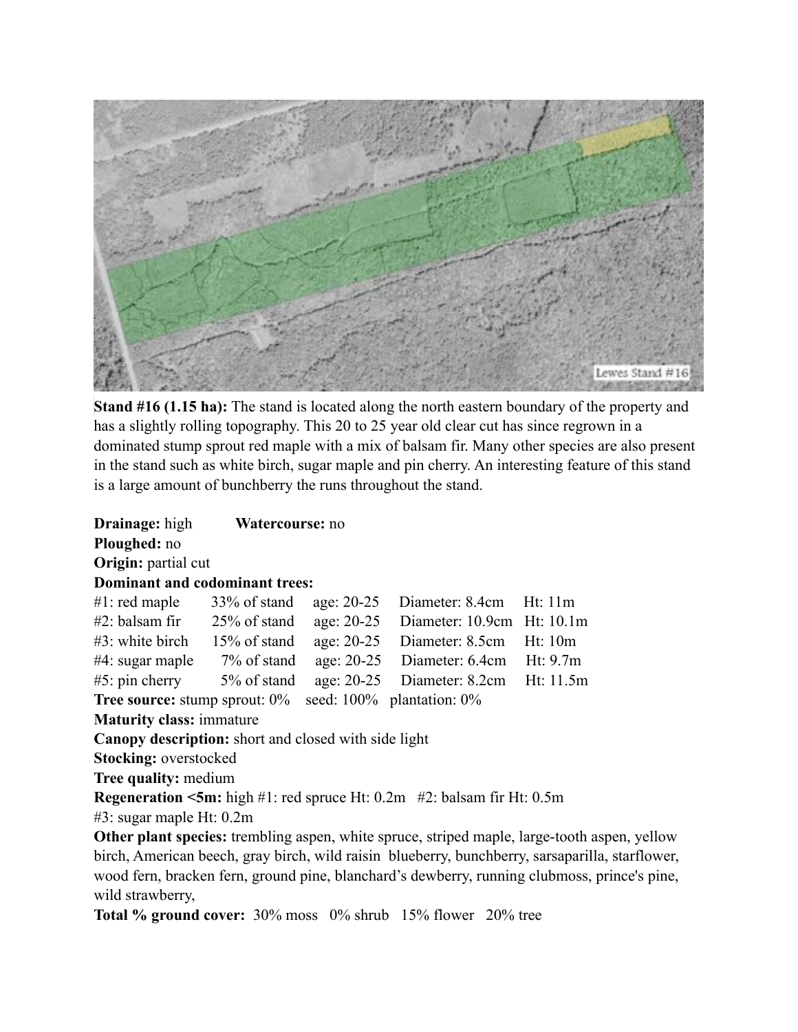**Stand #16 (1.15 ha):** The stand is located along the north eastern boundary of the property and has a slightly rolling topography. This 20 to 25 year old clear cut has since regrown in a dominated stump sprout red maple with a mix of balsam fir. Many other species are also present in the stand such as white birch, sugar maple and pin cherry. An interesting feature of this stand is a large amount of bunchberry the runs throughout the stand.

**Drainage:** high **Watercourse:** no
**Ploughed:** no
**Origin:** partial cut
**Dominant and codominant trees:**

| | | | | |
|---|---|---|---|---|
| #1: red maple | 33% of stand | age: 20-25 | Diameter: 8.4cm | Ht: 11m |
| #2: balsam fir | 25% of stand | age: 20-25 | Diameter: 10.9cm | Ht: 10.1m |
| #3: white birch | 15% of stand | age: 20-25 | Diameter: 8.5cm | Ht: 10m |
| #4: sugar maple | 7% of stand | age: 20-25 | Diameter: 6.4cm | Ht: 9.7m |
| #5: pin cherry | 5% of stand | age: 20-25 | Diameter: 8.2cm | Ht: 11.5m |

**Tree source:** stump sprout: 0% seed: 100% plantation: 0%
**Maturity class:** immature
**Canopy description:** short and closed with side light
**Stocking:** overstocked
**Tree quality:** medium
**Regeneration <5m:** high #1: red spruce Ht: 0.2m #2: balsam fir Ht: 0.5m
#3: sugar maple Ht: 0.2m
**Other plant species:** trembling aspen, white spruce, striped maple, large-tooth aspen, yellow birch, American beech, gray birch, wild raisin blueberry, bunchberry, sarsaparilla, starflower, wood fern, bracken fern, ground pine, blanchard's dewberry, running clubmoss, prince's pine, wild strawberry,
**Total % ground cover:** 30% moss 0% shrub 15% flower 20% tree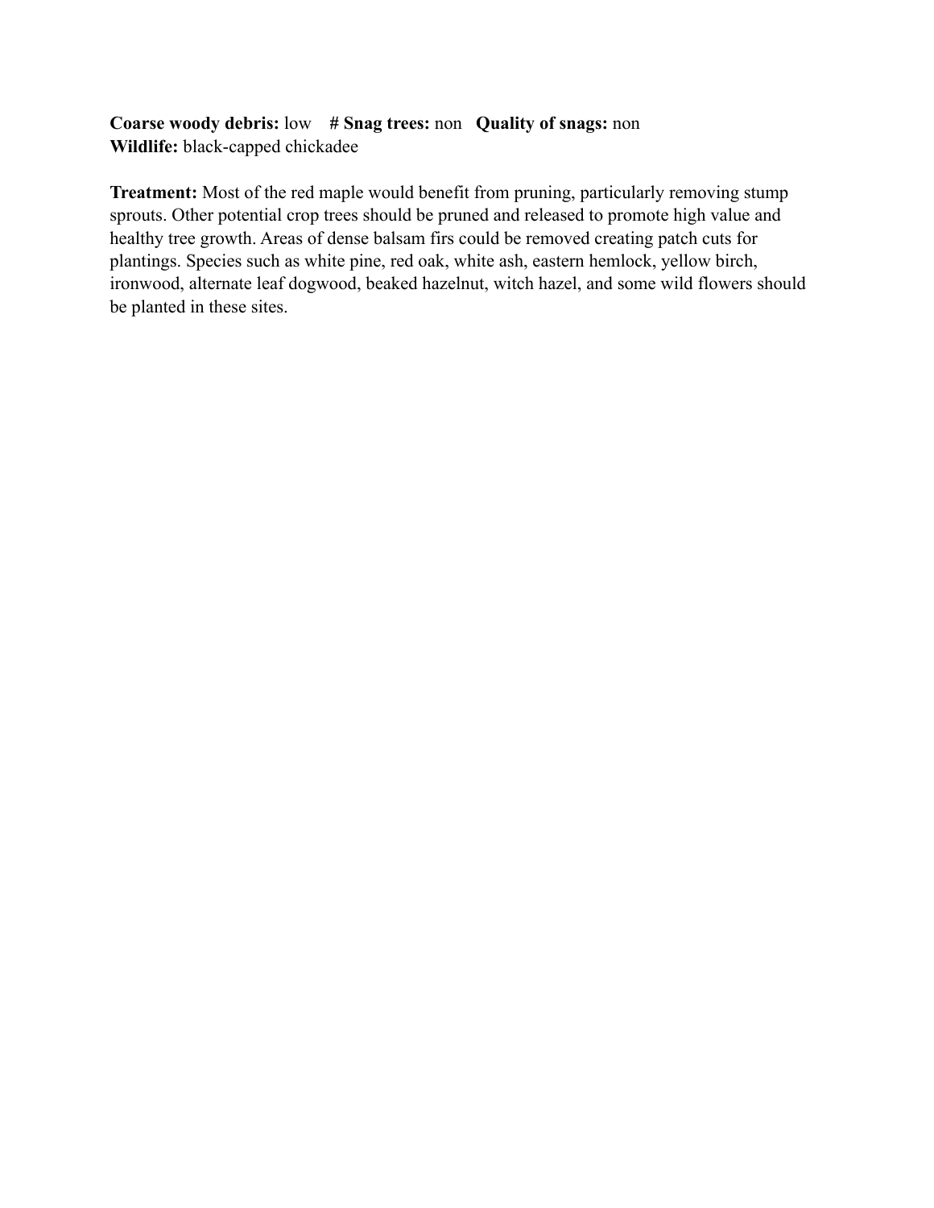**Coarse woody debris:** low **# Snag trees:** non **Quality of snags:** non
**Wildlife:** black-capped chickadee

**Treatment:** Most of the red maple would benefit from pruning, particularly removing stump sprouts. Other potential crop trees should be pruned and released to promote high value and healthy tree growth. Areas of dense balsam firs could be removed creating patch cuts for plantings. Species such as white pine, red oak, white ash, eastern hemlock, yellow birch, ironwood, alternate leaf dogwood, beaked hazelnut, witch hazel, and some wild flowers should be planted in these sites.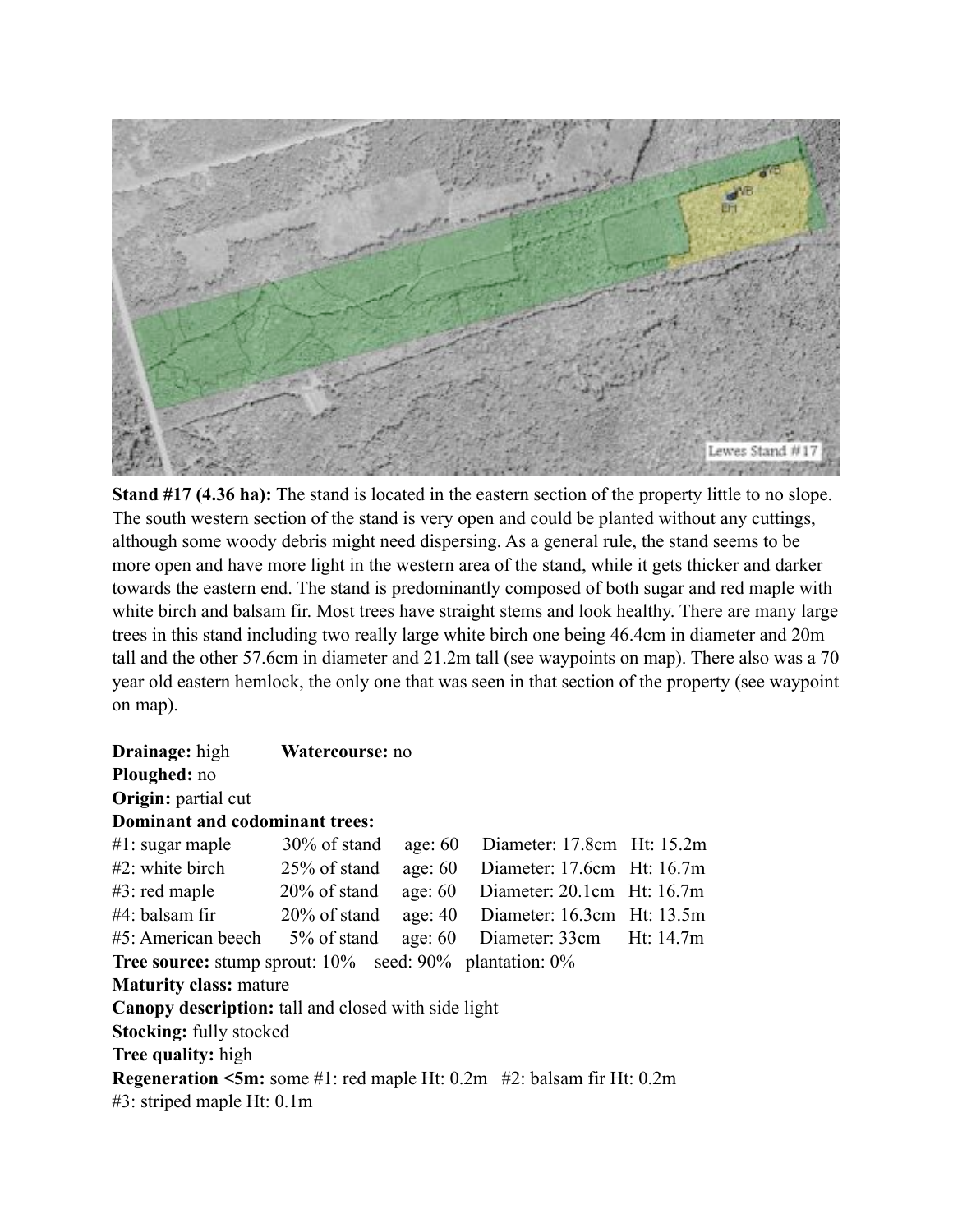**Stand #17 (4.36 ha):** The stand is located in the eastern section of the property little to no slope. The south western section of the stand is very open and could be planted without any cuttings, although some woody debris might need dispersing. As a general rule, the stand seems to be more open and have more light in the western area of the stand, while it gets thicker and darker towards the eastern end. The stand is predominantly composed of both sugar and red maple with white birch and balsam fir. Most trees have straight stems and look healthy. There are many large trees in this stand including two really large white birch one being 46.4cm in diameter and 20m tall and the other 57.6cm in diameter and 21.2m tall (see waypoints on map). There also was a 70 year old eastern hemlock, the only one that was seen in that section of the property (see waypoint on map).

**Drainage:** high **Watercourse:** no
**Ploughed:** no
**Origin:** partial cut
**Dominant and codominant trees:**

| | | | | |
|---|---|---|---|---|
| #1: sugar maple | 30% of stand | age: 60 | Diameter: 17.8cm | Ht: 15.2m |
| #2: white birch | 25% of stand | age: 60 | Diameter: 17.6cm | Ht: 16.7m |
| #3: red maple | 20% of stand | age: 60 | Diameter: 20.1cm | Ht: 16.7m |
| #4: balsam fir | 20% of stand | age: 40 | Diameter: 16.3cm | Ht: 13.5m |
| #5: American beech | 5% of stand | age: 60 | Diameter: 33cm | Ht: 14.7m |

**Tree source:** stump sprout: 10% seed: 90% plantation: 0%
**Maturity class:** mature
**Canopy description:** tall and closed with side light
**Stocking:** fully stocked
**Tree quality:** high
**Regeneration <5m:** some #1: red maple Ht: 0.2m #2: balsam fir Ht: 0.2m #3: striped maple Ht: 0.1m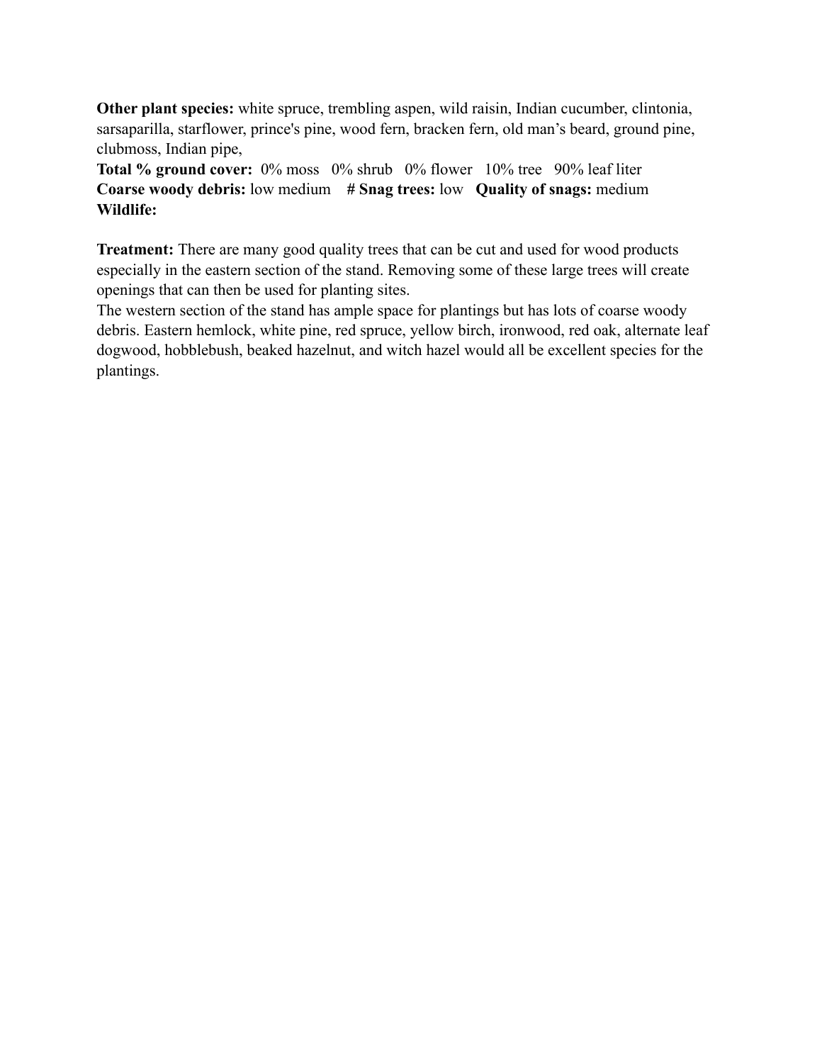**Other plant species:** white spruce, trembling aspen, wild raisin, Indian cucumber, clintonia, sarsaparilla, starflower, prince's pine, wood fern, bracken fern, old man's beard, ground pine, clubmoss, Indian pipe,
**Total % ground cover:** 0% moss 0% shrub 0% flower 10% tree 90% leaf liter
**Coarse woody debris:** low medium **# Snag trees:** low **Quality of snags:** medium
**Wildlife:**

**Treatment:** There are many good quality trees that can be cut and used for wood products especially in the eastern section of the stand. Removing some of these large trees will create openings that can then be used for planting sites.
The western section of the stand has ample space for plantings but has lots of coarse woody debris. Eastern hemlock, white pine, red spruce, yellow birch, ironwood, red oak, alternate leaf dogwood, hobblebush, beaked hazelnut, and witch hazel would all be excellent species for the plantings.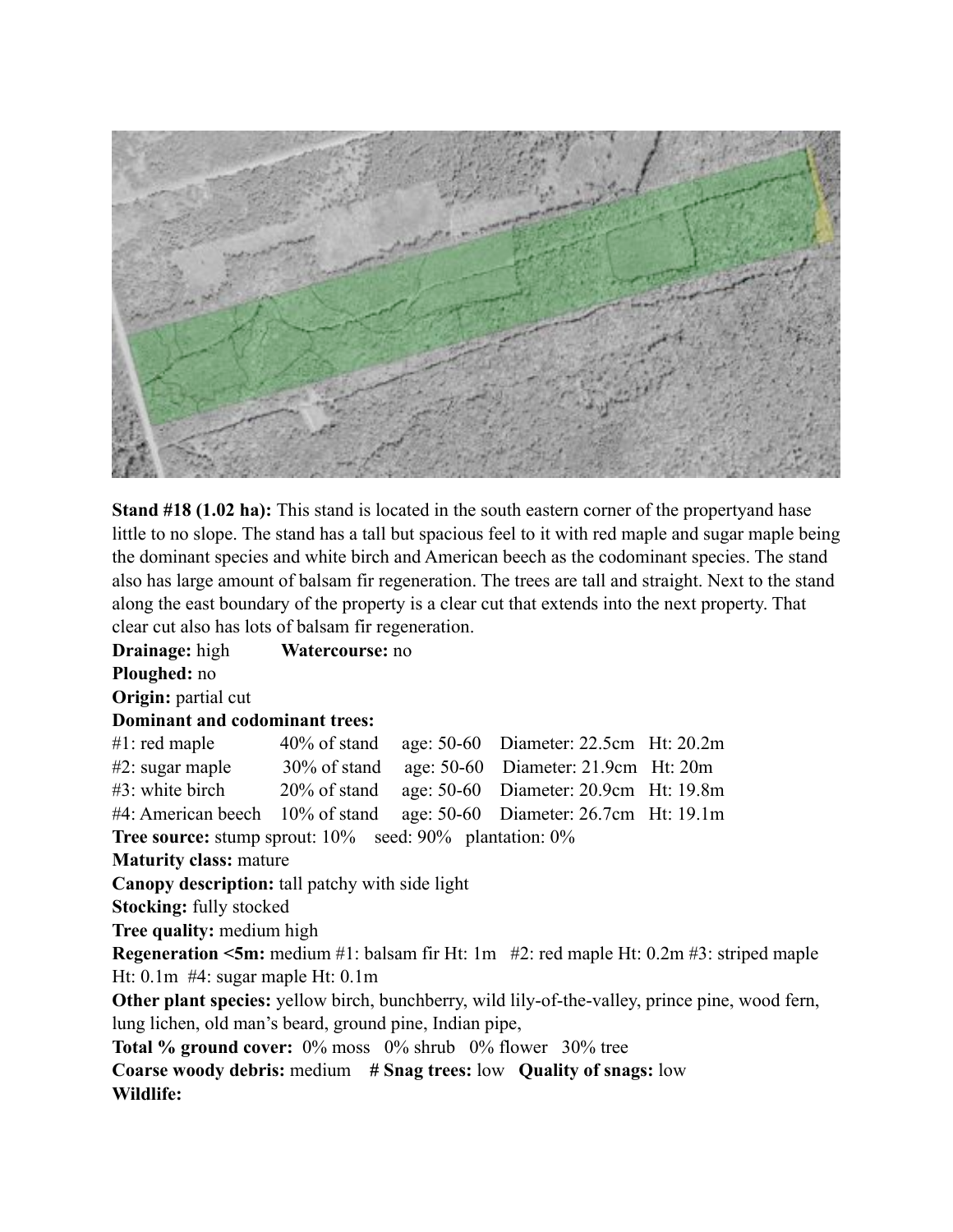**Stand #18 (1.02 ha):** This stand is located in the south eastern corner of the propertyand hase little to no slope. The stand has a tall but spacious feel to it with red maple and sugar maple being the dominant species and white birch and American beech as the codominant species. The stand also has large amount of balsam fir regeneration. The trees are tall and straight. Next to the stand along the east boundary of the property is a clear cut that extends into the next property. That clear cut also has lots of balsam fir regeneration.

**Drainage:** high **Watercourse:** no

**Ploughed:** no

**Origin:** partial cut

**Dominant and codominant trees:**

| | | | | |
|---|---|---|---|---|
| #1: red maple | 40% of stand | age: 50-60 | Diameter: 22.5cm | Ht: 20.2m |
| #2: sugar maple | 30% of stand | age: 50-60 | Diameter: 21.9cm | Ht: 20m |
| #3: white birch | 20% of stand | age: 50-60 | Diameter: 20.9cm | Ht: 19.8m |
| #4: American beech | 10% of stand | age: 50-60 | Diameter: 26.7cm | Ht: 19.1m |

**Tree source:** stump sprout: 10% seed: 90% plantation: 0%

**Maturity class:** mature

**Canopy description:** tall patchy with side light

**Stocking:** fully stocked

**Tree quality:** medium high

**Regeneration <5m:** medium #1: balsam fir Ht: 1m #2: red maple Ht: 0.2m #3: striped maple Ht: 0.1m #4: sugar maple Ht: 0.1m

**Other plant species:** yellow birch, bunchberry, wild lily-of-the-valley, prince pine, wood fern, lung lichen, old man's beard, ground pine, Indian pipe,

**Total % ground cover:** 0% moss 0% shrub 0% flower 30% tree

**Coarse woody debris:** medium **# Snag trees:** low **Quality of snags:** low

**Wildlife:**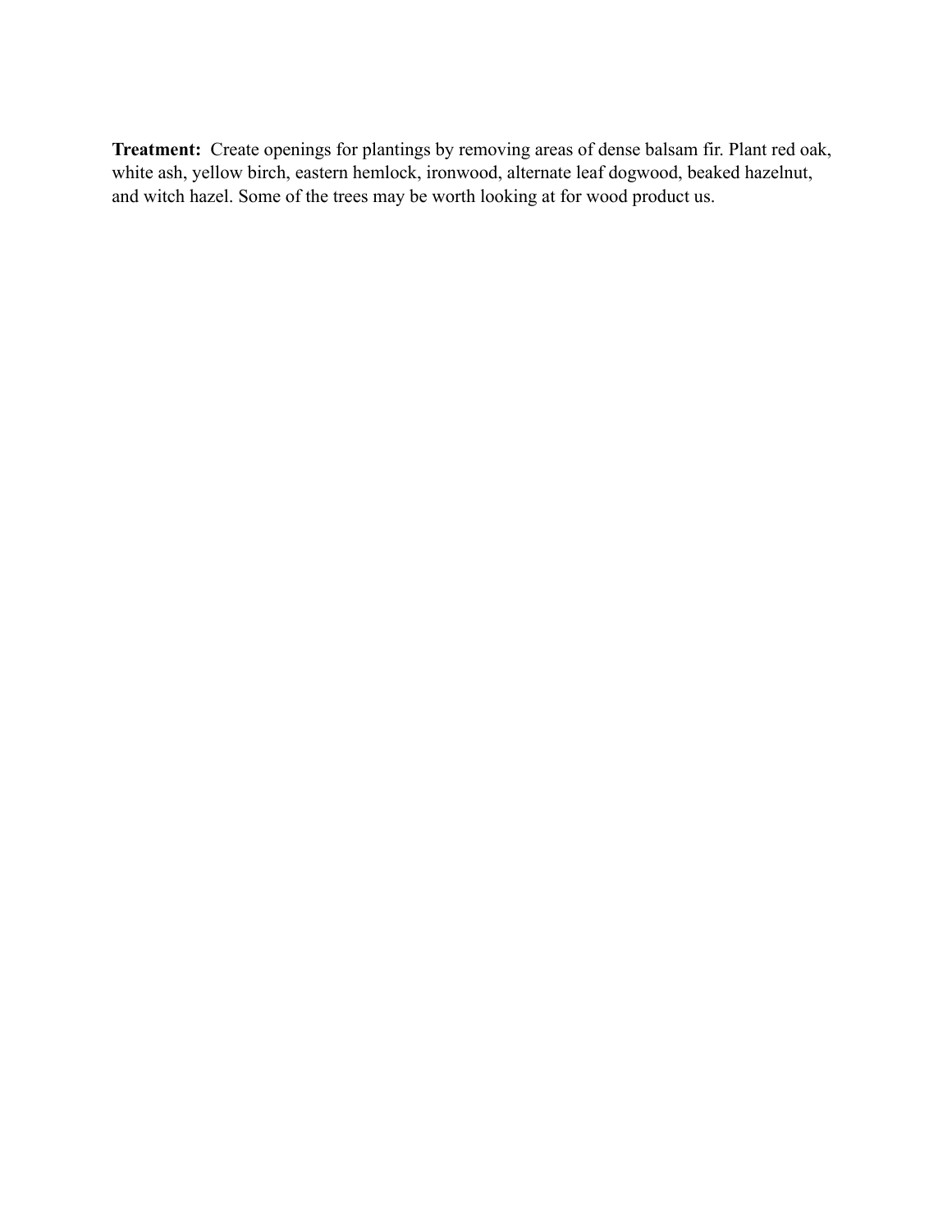**Treatment:** Create openings for plantings by removing areas of dense balsam fir. Plant red oak, white ash, yellow birch, eastern hemlock, ironwood, alternate leaf dogwood, beaked hazelnut, and witch hazel. Some of the trees may be worth looking at for wood product us.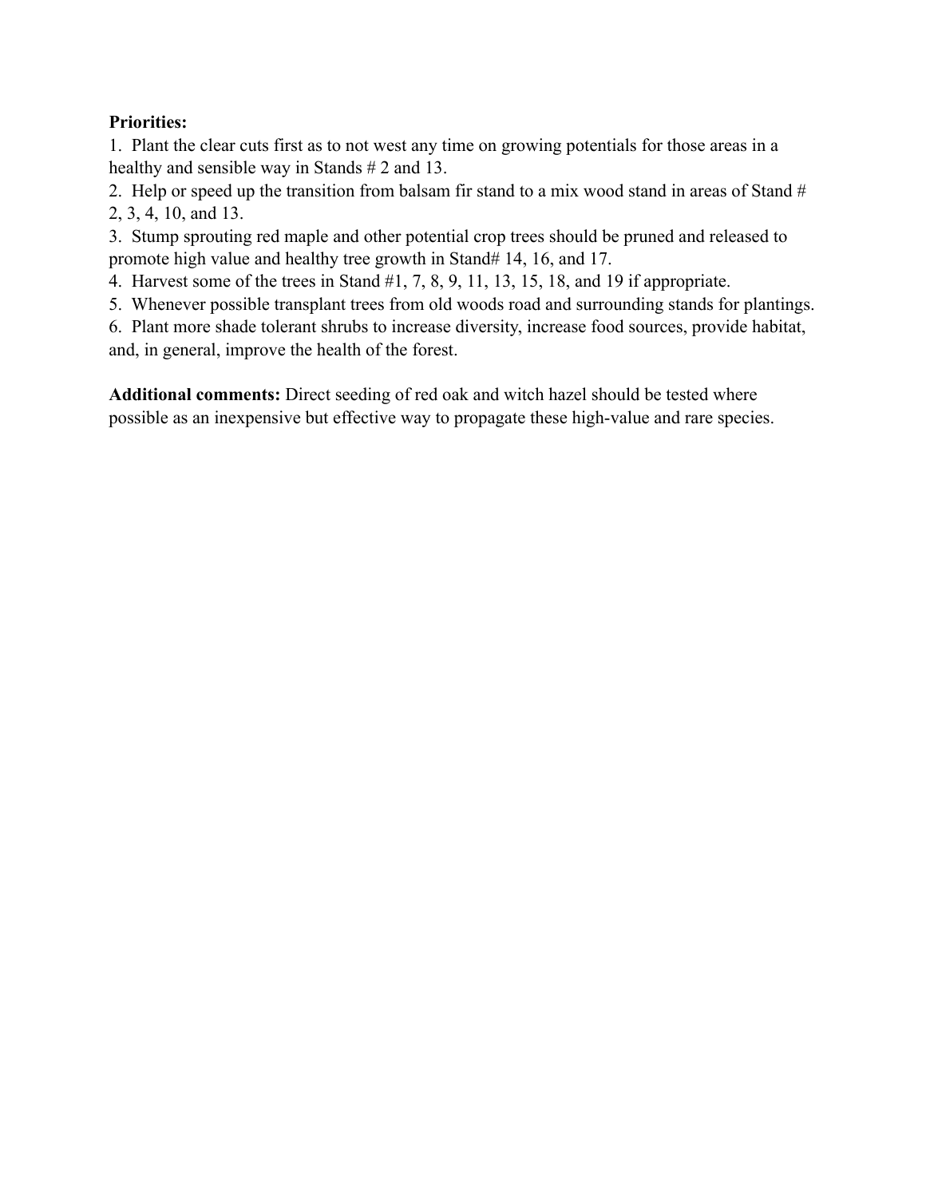**Priorities:**

1. Plant the clear cuts first as to not west any time on growing potentials for those areas in a healthy and sensible way in Stands # 2 and 13.
2. Help or speed up the transition from balsam fir stand to a mix wood stand in areas of Stand # 2, 3, 4, 10, and 13.
3. Stump sprouting red maple and other potential crop trees should be pruned and released to promote high value and healthy tree growth in Stand# 14, 16, and 17.
4. Harvest some of the trees in Stand #1, 7, 8, 9, 11, 13, 15, 18, and 19 if appropriate.
5. Whenever possible transplant trees from old woods road and surrounding stands for plantings.
6. Plant more shade tolerant shrubs to increase diversity, increase food sources, provide habitat, and, in general, improve the health of the forest.

**Additional comments:** Direct seeding of red oak and witch hazel should be tested where possible as an inexpensive but effective way to propagate these high-value and rare species.